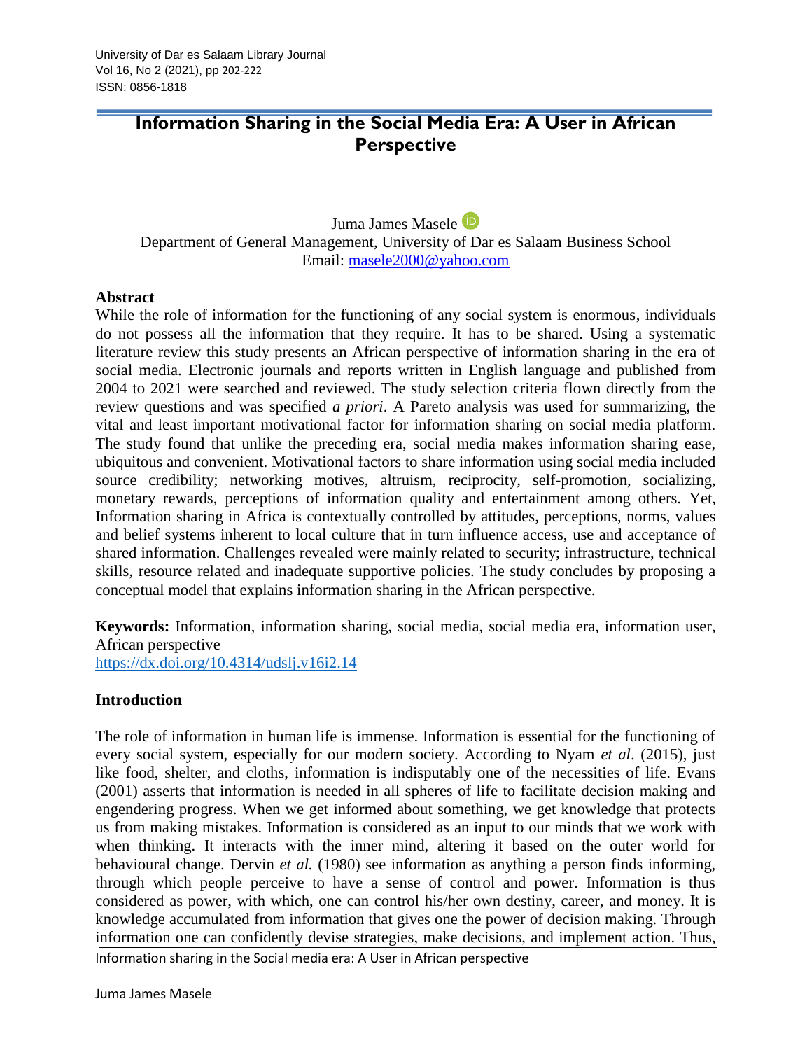# Information Sharing in the Social Media Era: A User in African Perspective

Juma James Masele
Department of General Management, University of Dar es Salaam Business School
Email: masele2000@yahoo.com

## Abstract

While the role of information for the functioning of any social system is enormous, individuals do not possess all the information that they require. It has to be shared. Using a systematic literature review this study presents an African perspective of information sharing in the era of social media. Electronic journals and reports written in English language and published from 2004 to 2021 were searched and reviewed. The study selection criteria flown directly from the review questions and was specified *a priori*. A Pareto analysis was used for summarizing, the vital and least important motivational factor for information sharing on social media platform. The study found that unlike the preceding era, social media makes information sharing ease, ubiquitous and convenient. Motivational factors to share information using social media included source credibility; networking motives, altruism, reciprocity, self-promotion, socializing, monetary rewards, perceptions of information quality and entertainment among others. Yet, Information sharing in Africa is contextually controlled by attitudes, perceptions, norms, values and belief systems inherent to local culture that in turn influence access, use and acceptance of shared information. Challenges revealed were mainly related to security; infrastructure, technical skills, resource related and inadequate supportive policies. The study concludes by proposing a conceptual model that explains information sharing in the African perspective.

**Keywords:** Information, information sharing, social media, social media era, information user, African perspective
https://dx.doi.org/10.4314/udslj.v16i2.14

## Introduction

The role of information in human life is immense. Information is essential for the functioning of every social system, especially for our modern society. According to Nyam *et al*. (2015), just like food, shelter, and cloths, information is indisputably one of the necessities of life. Evans (2001) asserts that information is needed in all spheres of life to facilitate decision making and engendering progress. When we get informed about something, we get knowledge that protects us from making mistakes. Information is considered as an input to our minds that we work with when thinking. It interacts with the inner mind, altering it based on the outer world for behavioural change. Dervin *et al.* (1980) see information as anything a person finds informing, through which people perceive to have a sense of control and power. Information is thus considered as power, with which, one can control his/her own destiny, career, and money. It is knowledge accumulated from information that gives one the power of decision making. Through information one can confidently devise strategies, make decisions, and implement action. Thus,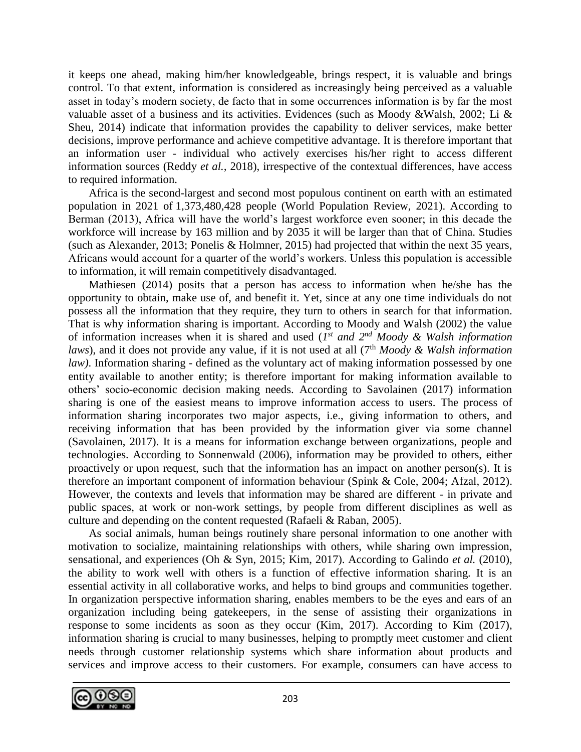it keeps one ahead, making him/her knowledgeable, brings respect, it is valuable and brings control. To that extent, information is considered as increasingly being perceived as a valuable asset in today's modern society, de facto that in some occurrences information is by far the most valuable asset of a business and its activities. Evidences (such as Moody &Walsh, 2002; Li & Sheu, 2014) indicate that information provides the capability to deliver services, make better decisions, improve performance and achieve competitive advantage. It is therefore important that an information user - individual who actively exercises his/her right to access different information sources (Reddy *et al.*, 2018), irrespective of the contextual differences, have access to required information.

Africa is the second-largest and second most populous continent on earth with an estimated population in 2021 of 1,373,480,428 people (World Population Review, 2021). According to Berman (2013), Africa will have the world's largest workforce even sooner; in this decade the workforce will increase by 163 million and by 2035 it will be larger than that of China. Studies (such as Alexander, 2013; Ponelis & Holmner, 2015) had projected that within the next 35 years, Africans would account for a quarter of the world's workers. Unless this population is accessible to information, it will remain competitively disadvantaged.

Mathiesen (2014) posits that a person has access to information when he/she has the opportunity to obtain, make use of, and benefit it. Yet, since at any one time individuals do not possess all the information that they require, they turn to others in search for that information. That is why information sharing is important. According to Moody and Walsh (2002) the value of information increases when it is shared and used (*1st and 2nd Moody & Walsh information laws*), and it does not provide any value, if it is not used at all (7th *Moody & Walsh information law)*. Information sharing - defined as the voluntary act of making information possessed by one entity available to another entity; is therefore important for making information available to others' socio-economic decision making needs. According to Savolainen (2017) information sharing is one of the easiest means to improve information access to users. The process of information sharing incorporates two major aspects, i.e., giving information to others, and receiving information that has been provided by the information giver via some channel (Savolainen, 2017). It is a means for information exchange between organizations, people and technologies. According to Sonnenwald (2006), information may be provided to others, either proactively or upon request, such that the information has an impact on another person(s). It is therefore an important component of information behaviour (Spink & Cole, 2004; Afzal, 2012). However, the contexts and levels that information may be shared are different - in private and public spaces, at work or non-work settings, by people from different disciplines as well as culture and depending on the content requested (Rafaeli & Raban, 2005).

As social animals, human beings routinely share personal information to one another with motivation to socialize, maintaining relationships with others, while sharing own impression, sensational, and experiences (Oh & Syn, 2015; Kim, 2017). According to Galindo *et al.* (2010), the ability to work well with others is a function of effective information sharing. It is an essential activity in all collaborative works, and helps to bind groups and communities together. In organization perspective information sharing, enables members to be the eyes and ears of an organization including being gatekeepers, in the sense of assisting their organizations in response to some incidents as soon as they occur (Kim, 2017). According to Kim (2017), information sharing is crucial to many businesses, helping to promptly meet customer and client needs through customer relationship systems which share information about products and services and improve access to their customers. For example, consumers can have access to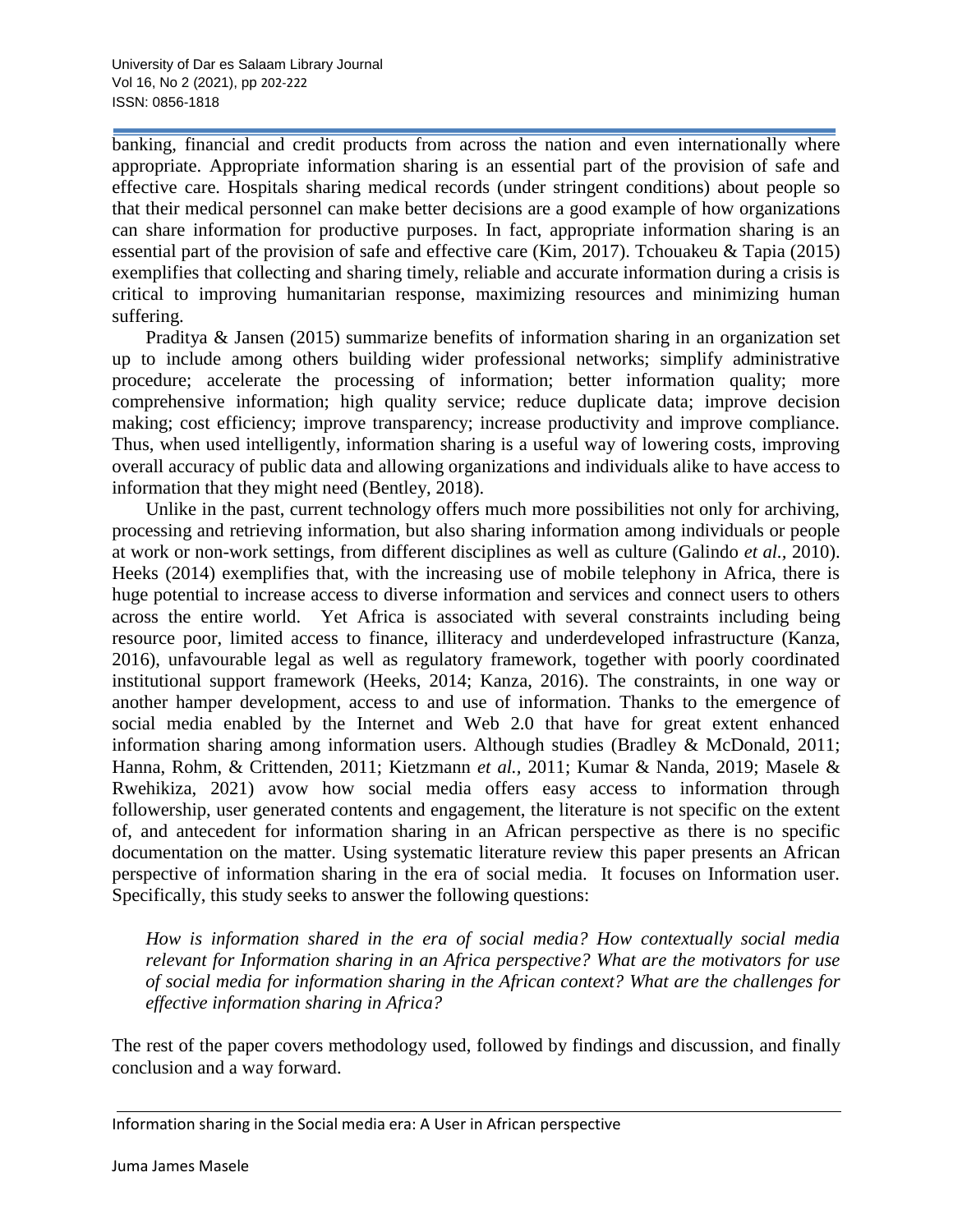banking, financial and credit products from across the nation and even internationally where appropriate. Appropriate information sharing is an essential part of the provision of safe and effective care. Hospitals sharing medical records (under stringent conditions) about people so that their medical personnel can make better decisions are a good example of how organizations can share information for productive purposes. In fact, appropriate information sharing is an essential part of the provision of safe and effective care (Kim, 2017). Tchouakeu & Tapia (2015) exemplifies that collecting and sharing timely, reliable and accurate information during a crisis is critical to improving humanitarian response, maximizing resources and minimizing human suffering.

Praditya & Jansen (2015) summarize benefits of information sharing in an organization set up to include among others building wider professional networks; simplify administrative procedure; accelerate the processing of information; better information quality; more comprehensive information; high quality service; reduce duplicate data; improve decision making; cost efficiency; improve transparency; increase productivity and improve compliance. Thus, when used intelligently, information sharing is a useful way of lowering costs, improving overall accuracy of public data and allowing organizations and individuals alike to have access to information that they might need (Bentley, 2018).

Unlike in the past, current technology offers much more possibilities not only for archiving, processing and retrieving information, but also sharing information among individuals or people at work or non-work settings, from different disciplines as well as culture (Galindo *et al.,* 2010). Heeks (2014) exemplifies that, with the increasing use of mobile telephony in Africa, there is huge potential to increase access to diverse information and services and connect users to others across the entire world. Yet Africa is associated with several constraints including being resource poor, limited access to finance, illiteracy and underdeveloped infrastructure (Kanza, 2016), unfavourable legal as well as regulatory framework, together with poorly coordinated institutional support framework (Heeks, 2014; Kanza, 2016). The constraints, in one way or another hamper development, access to and use of information. Thanks to the emergence of social media enabled by the Internet and Web 2.0 that have for great extent enhanced information sharing among information users. Although studies (Bradley & McDonald, 2011; Hanna, Rohm, & Crittenden, 2011; Kietzmann *et al.,* 2011; Kumar & Nanda, 2019; Masele & Rwehikiza, 2021) avow how social media offers easy access to information through followership, user generated contents and engagement, the literature is not specific on the extent of, and antecedent for information sharing in an African perspective as there is no specific documentation on the matter. Using systematic literature review this paper presents an African perspective of information sharing in the era of social media. It focuses on Information user. Specifically, this study seeks to answer the following questions:

*How is information shared in the era of social media? How contextually social media relevant for Information sharing in an Africa perspective? What are the motivators for use of social media for information sharing in the African context? What are the challenges for effective information sharing in Africa?*

The rest of the paper covers methodology used, followed by findings and discussion, and finally conclusion and a way forward.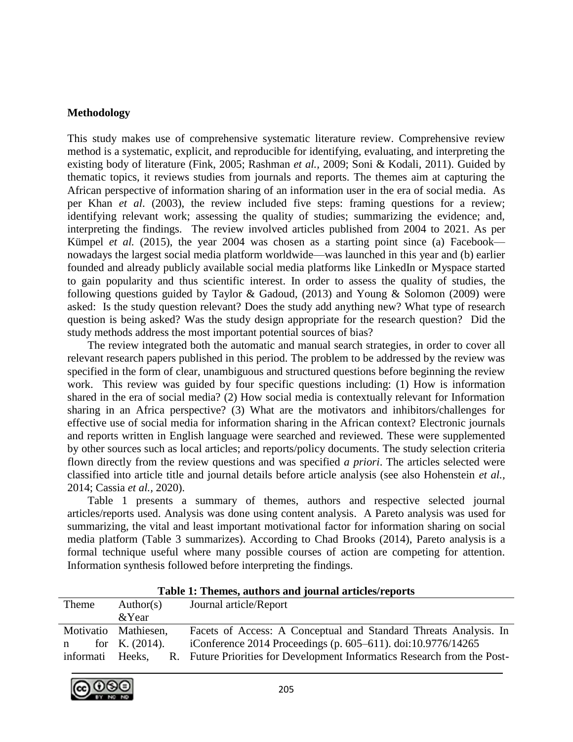## Methodology

This study makes use of comprehensive systematic literature review. Comprehensive review method is a systematic, explicit, and reproducible for identifying, evaluating, and interpreting the existing body of literature (Fink, 2005; Rashman *et al.,* 2009; Soni & Kodali, 2011). Guided by thematic topics, it reviews studies from journals and reports. The themes aim at capturing the African perspective of information sharing of an information user in the era of social media. As per Khan *et al*. (2003), the review included five steps: framing questions for a review; identifying relevant work; assessing the quality of studies; summarizing the evidence; and, interpreting the findings. The review involved articles published from 2004 to 2021. As per Kümpel *et al.* (2015), the year 2004 was chosen as a starting point since (a) Facebook—nowadays the largest social media platform worldwide—was launched in this year and (b) earlier founded and already publicly available social media platforms like LinkedIn or Myspace started to gain popularity and thus scientific interest. In order to assess the quality of studies, the following questions guided by Taylor & Gadoud, (2013) and Young & Solomon (2009) were asked: Is the study question relevant? Does the study add anything new? What type of research question is being asked? Was the study design appropriate for the research question? Did the study methods address the most important potential sources of bias?

The review integrated both the automatic and manual search strategies, in order to cover all relevant research papers published in this period. The problem to be addressed by the review was specified in the form of clear, unambiguous and structured questions before beginning the review work. This review was guided by four specific questions including: (1) How is information shared in the era of social media? (2) How social media is contextually relevant for Information sharing in an Africa perspective? (3) What are the motivators and inhibitors/challenges for effective use of social media for information sharing in the African context? Electronic journals and reports written in English language were searched and reviewed. These were supplemented by other sources such as local articles; and reports/policy documents. The study selection criteria flown directly from the review questions and was specified *a priori*. The articles selected were classified into article title and journal details before article analysis (see also Hohenstein *et al.,* 2014; Cassia *et al.,* 2020).

Table 1 presents a summary of themes, authors and respective selected journal articles/reports used. Analysis was done using content analysis. A Pareto analysis was used for summarizing, the vital and least important motivational factor for information sharing on social media platform (Table 3 summarizes). According to Chad Brooks (2014), Pareto analysis is a formal technique useful where many possible courses of action are competing for attention. Information synthesis followed before interpreting the findings.

**Table 1: Themes, authors and journal articles/reports**

| Theme | Author(s) &Year | Journal article/Report |
|---|---|---|
| Motivation for informati | Mathiesen, K. (2014). | Facets of Access: A Conceptual and Standard Threats Analysis. In iConference 2014 Proceedings (p. 605–611). doi:10.9776/14265 |
| | Heeks, R. | Future Priorities for Development Informatics Research from the Post- |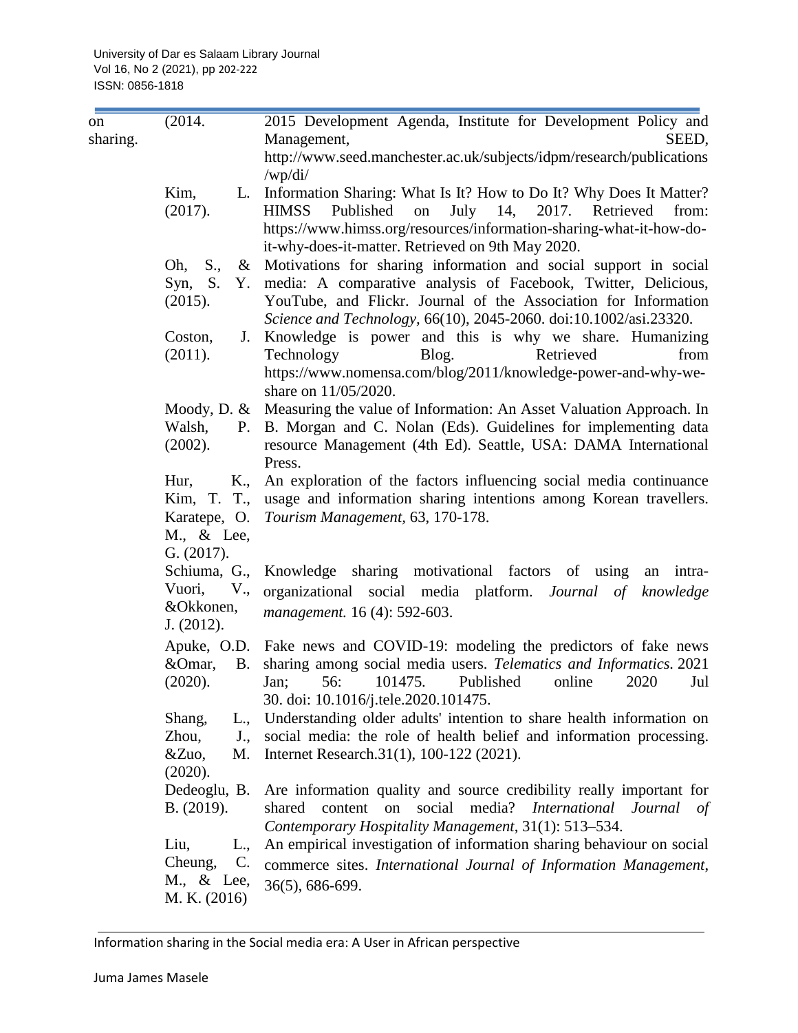| | | |
|---|---|---|
| on sharing. | (2014. | 2015 Development Agenda, Institute for Development Policy and Management, SEED, http://www.seed.manchester.ac.uk/subjects/idpm/research/publications/wp/di/ |
| | Kim, L. (2017). | Information Sharing: What Is It? How to Do It? Why Does It Matter? HIMSS Published on July 14, 2017. Retrieved from: https://www.himss.org/resources/information-sharing-what-it-how-do-it-why-does-it-matter. Retrieved on 9th May 2020. |
| | Oh, S., & Syn, S. Y. (2015). | Motivations for sharing information and social support in social media: A comparative analysis of Facebook, Twitter, Delicious, YouTube, and Flickr. Journal of the Association for Information *Science and Technology*, 66(10), 2045-2060. doi:10.1002/asi.23320. |
| | Coston, J. (2011). | Knowledge is power and this is why we share. Humanizing Technology Blog. Retrieved from https://www.nomensa.com/blog/2011/knowledge-power-and-why-we-share on 11/05/2020. |
| | Moody, D. & Walsh, P. (2002). | Measuring the value of Information: An Asset Valuation Approach. In B. Morgan and C. Nolan (Eds). Guidelines for implementing data resource Management (4th Ed). Seattle, USA: DAMA International Press. |
| | Hur, K., Kim, T. T., Karatepe, O. M., & Lee, G. (2017). | An exploration of the factors influencing social media continuance usage and information sharing intentions among Korean travellers. *Tourism Management*, 63, 170-178. |
| | Schiuma, G., Vuori, V., &Okkonen, J. (2012). | Knowledge sharing motivational factors of using an intra-organizational social media platform. *Journal of knowledge management.* 16 (4): 592-603. |
| | Apuke, O.D. &Omar, B. (2020). | Fake news and COVID-19: modeling the predictors of fake news sharing among social media users. *Telematics and Informatics.* 2021 Jan; 56: 101475. Published online 2020 Jul 30. doi: 10.1016/j.tele.2020.101475. |
| | Shang, L., Zhou, J., &Zuo, M. (2020). | Understanding older adults' intention to share health information on social media: the role of health belief and information processing. Internet Research.31(1), 100-122 (2021). |
| | Dedeoglu, B. B. (2019). | Are information quality and source credibility really important for shared content on social media? *International Journal of Contemporary Hospitality Management*, 31(1): 513–534. |
| | Liu, L., Cheung, C. M., & Lee, M. K. (2016) | An empirical investigation of information sharing behaviour on social commerce sites. *International Journal of Information Management*, 36(5), 686-699. |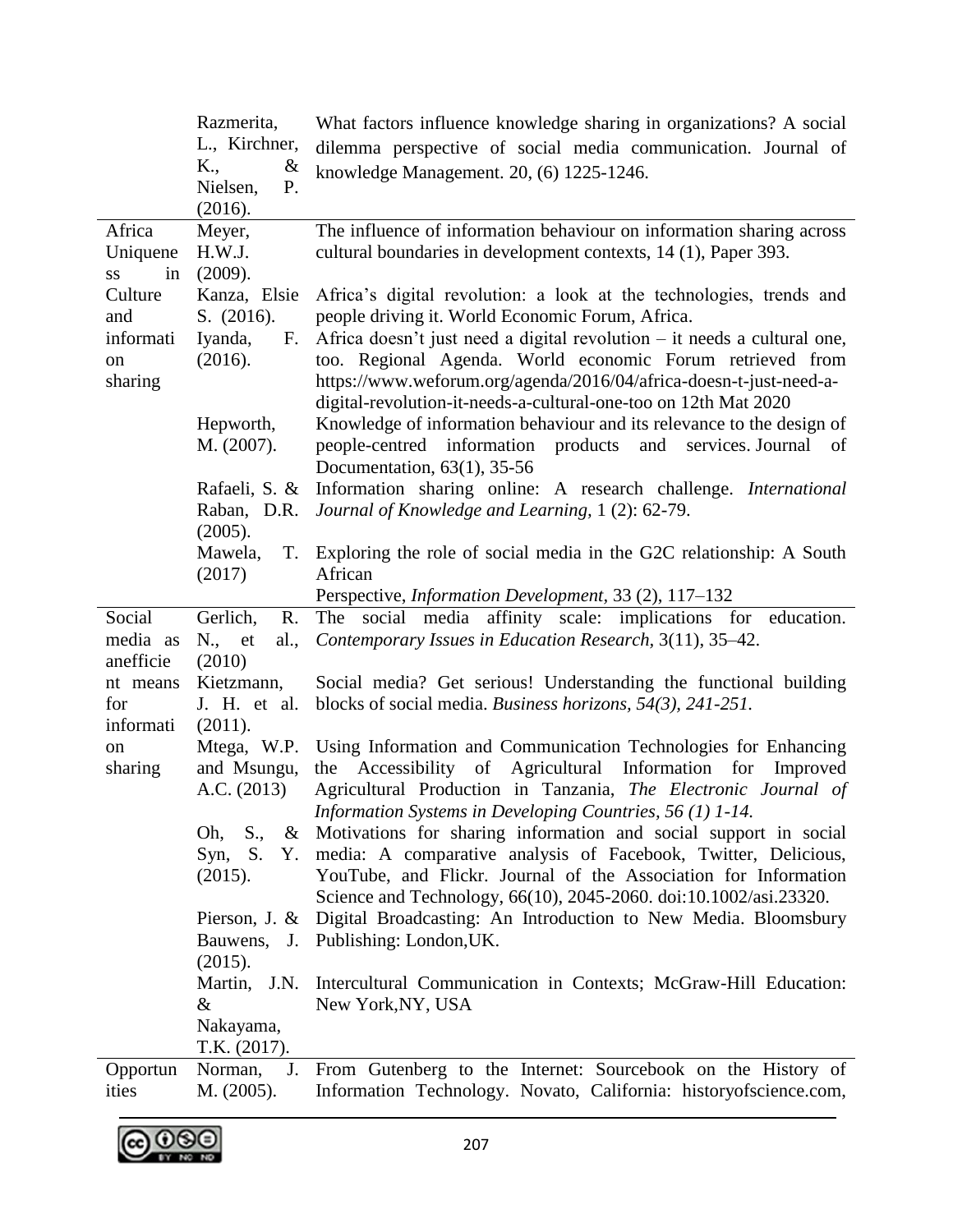| | | |
|---|---|---|
| | Razmerita, L., Kirchner, K., & Nielsen, P. (2016). | What factors influence knowledge sharing in organizations? A social dilemma perspective of social media communication. Journal of knowledge Management. 20, (6) 1225-1246. |
| Africa Uniqueness in Culture and information sharing | Meyer, H.W.J. (2009). | The influence of information behaviour on information sharing across cultural boundaries in development contexts, 14 (1), Paper 393. |
| | Kanza, Elsie S. (2016). | Africa's digital revolution: a look at the technologies, trends and people driving it. World Economic Forum, Africa. |
| | Iyanda, F. (2016). | Africa doesn't just need a digital revolution – it needs a cultural one, too. Regional Agenda. World economic Forum retrieved from https://www.weforum.org/agenda/2016/04/africa-doesn-t-just-need-a-digital-revolution-it-needs-a-cultural-one-too on 12th Mat 2020 |
| | Hepworth, M. (2007). | Knowledge of information behaviour and its relevance to the design of people-centred information products and services. Journal of Documentation, 63(1), 35-56 |
| | Rafaeli, S. & Raban, D.R. (2005). | Information sharing online: A research challenge. *International Journal of Knowledge and Learning,* 1 (2): 62-79. |
| | Mawela, T. (2017) | Exploring the role of social media in the G2C relationship: A South African Perspective, *Information Development,* 33 (2), 117–132 |
| Social media as anefficient means for information sharing | Gerlich, R. N., et al., (2010) | The social media affinity scale: implications for education. *Contemporary Issues in Education Research,* 3(11), 35–42. |
| | Kietzmann, J. H. et al. (2011). | Social media? Get serious! Understanding the functional building blocks of social media. *Business horizons, 54(3), 241-251.* |
| | Mtega, W.P. and Msungu, A.C. (2013) | Using Information and Communication Technologies for Enhancing the Accessibility of Agricultural Information for Improved Agricultural Production in Tanzania, *The Electronic Journal of Information Systems in Developing Countries, 56 (1) 1-14.* |
| | Oh, S., & Syn, S. Y. (2015). | Motivations for sharing information and social support in social media: A comparative analysis of Facebook, Twitter, Delicious, YouTube, and Flickr. Journal of the Association for Information Science and Technology, 66(10), 2045-2060. doi:10.1002/asi.23320. |
| | Pierson, J. & Bauwens, J. (2015). | Digital Broadcasting: An Introduction to New Media. Bloomsbury Publishing: London,UK. |
| | Martin, J.N. & Nakayama, T.K. (2017). | Intercultural Communication in Contexts; McGraw-Hill Education: New York,NY, USA |
| Opportunities | Norman, J. M. (2005). | From Gutenberg to the Internet: Sourcebook on the History of Information Technology. Novato, California: historyofscience.com, |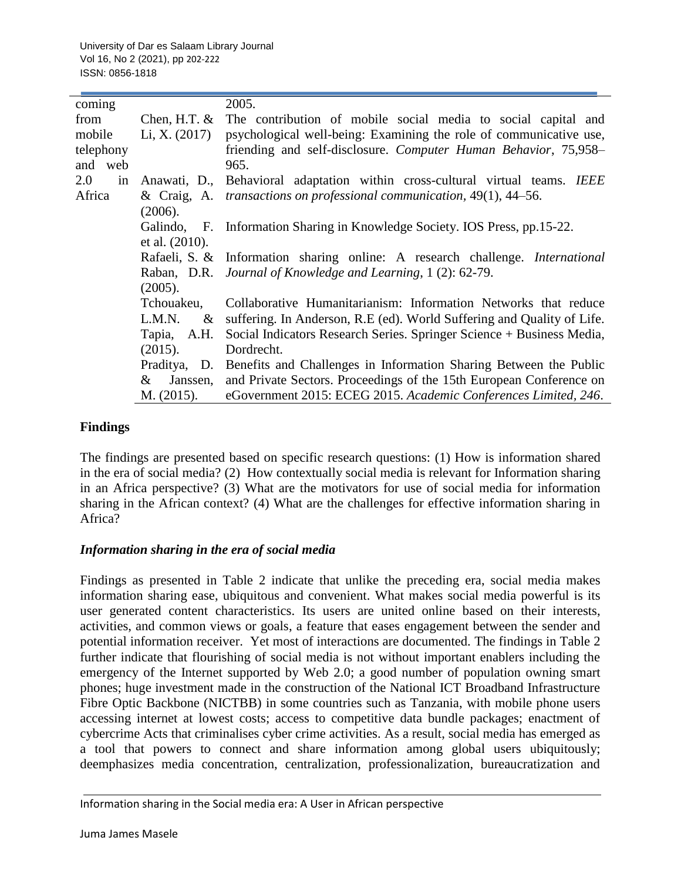| | | |
|---|---|---|
| coming from mobile telephony and web 2.0 in Africa | | 2005. |
| | Chen, H.T. & Li, X. (2017) | The contribution of mobile social media to social capital and psychological well-being: Examining the role of communicative use, friending and self-disclosure. *Computer Human Behavior*, 75,958–965. |
| | Anawati, D., & Craig, A. (2006). | Behavioral adaptation within cross-cultural virtual teams. *IEEE transactions on professional communication*, 49(1), 44–56. |
| | Galindo, F. et al. (2010). | Information Sharing in Knowledge Society. IOS Press, pp.15-22. |
| | Rafaeli, S. & Raban, D.R. (2005). | Information sharing online: A research challenge. *International Journal of Knowledge and Learning*, 1 (2): 62-79. |
| | Tchouakeu, L.M.N. & Tapia, A.H. (2015). | Collaborative Humanitarianism: Information Networks that reduce suffering. In Anderson, R.E (ed). World Suffering and Quality of Life. Social Indicators Research Series. Springer Science + Business Media, Dordrecht. |
| | Praditya, D. & Janssen, M. (2015). | Benefits and Challenges in Information Sharing Between the Public and Private Sectors. Proceedings of the 15th European Conference on eGovernment 2015: ECEG 2015. *Academic Conferences Limited, 246*. |

## Findings

The findings are presented based on specific research questions: (1) How is information shared in the era of social media? (2) How contextually social media is relevant for Information sharing in an Africa perspective? (3) What are the motivators for use of social media for information sharing in the African context? (4) What are the challenges for effective information sharing in Africa?

### *Information sharing in the era of social media*

Findings as presented in Table 2 indicate that unlike the preceding era, social media makes information sharing ease, ubiquitous and convenient. What makes social media powerful is its user generated content characteristics. Its users are united online based on their interests, activities, and common views or goals, a feature that eases engagement between the sender and potential information receiver. Yet most of interactions are documented. The findings in Table 2 further indicate that flourishing of social media is not without important enablers including the emergency of the Internet supported by Web 2.0; a good number of population owning smart phones; huge investment made in the construction of the National ICT Broadband Infrastructure Fibre Optic Backbone (NICTBB) in some countries such as Tanzania, with mobile phone users accessing internet at lowest costs; access to competitive data bundle packages; enactment of cybercrime Acts that criminalises cyber crime activities. As a result, social media has emerged as a tool that powers to connect and share information among global users ubiquitously; deemphasizes media concentration, centralization, professionalization, bureaucratization and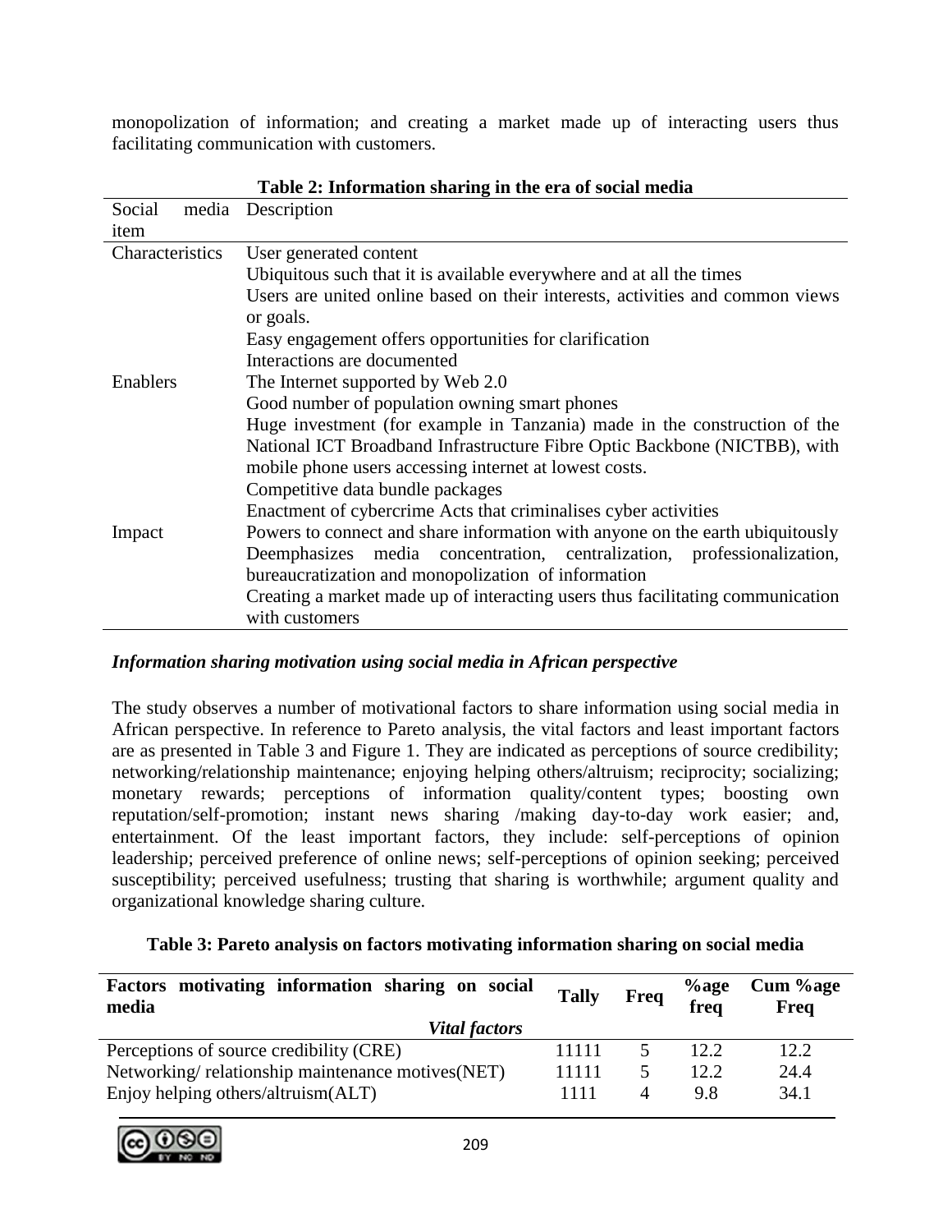monopolization of information; and creating a market made up of interacting users thus facilitating communication with customers.

**Table 2: Information sharing in the era of social media**

| Social media item | Description |
|---|---|
| Characteristics | User generated content |
| | Ubiquitous such that it is available everywhere and at all the times |
| | Users are united online based on their interests, activities and common views or goals. |
| | Easy engagement offers opportunities for clarification |
| | Interactions are documented |
| Enablers | The Internet supported by Web 2.0 |
| | Good number of population owning smart phones |
| | Huge investment (for example in Tanzania) made in the construction of the National ICT Broadband Infrastructure Fibre Optic Backbone (NICTBB), with mobile phone users accessing internet at lowest costs. |
| | Competitive data bundle packages |
| | Enactment of cybercrime Acts that criminalises cyber activities |
| Impact | Powers to connect and share information with anyone on the earth ubiquitously |
| | Deemphasizes media concentration, centralization, professionalization, bureaucratization and monopolization of information |
| | Creating a market made up of interacting users thus facilitating communication with customers |

### *Information sharing motivation using social media in African perspective*

The study observes a number of motivational factors to share information using social media in African perspective. In reference to Pareto analysis, the vital factors and least important factors are as presented in Table 3 and Figure 1. They are indicated as perceptions of source credibility; networking/relationship maintenance; enjoying helping others/altruism; reciprocity; socializing; monetary rewards; perceptions of information quality/content types; boosting own reputation/self-promotion; instant news sharing /making day-to-day work easier; and, entertainment. Of the least important factors, they include: self-perceptions of opinion leadership; perceived preference of online news; self-perceptions of opinion seeking; perceived susceptibility; perceived usefulness; trusting that sharing is worthwhile; argument quality and organizational knowledge sharing culture.

**Table 3: Pareto analysis on factors motivating information sharing on social media**

| Factors motivating information sharing on social media | Tally | Freq | %age freq | Cum %age Freq |
|---|---|---|---|---|
| ***Vital factors*** | | | | |
| Perceptions of source credibility (CRE) | 11111 | 5 | 12.2 | 12.2 |
| Networking/ relationship maintenance motives(NET) | 11111 | 5 | 12.2 | 24.4 |
| Enjoy helping others/altruism(ALT) | 1111 | 4 | 9.8 | 34.1 |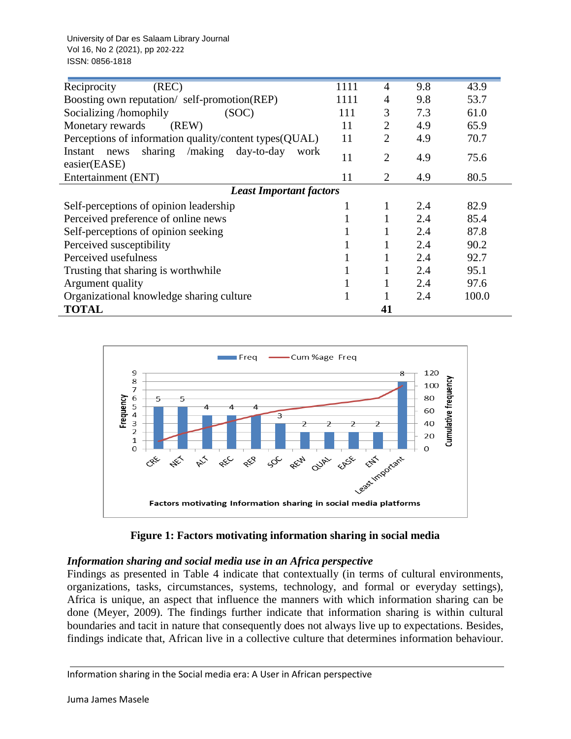| | | | | |
|---|---|---|---|---|
| Reciprocity (REC) | 1111 | 4 | 9.8 | 43.9 |
| Boosting own reputation/ self-promotion(REP) | 1111 | 4 | 9.8 | 53.7 |
| Socializing /homophily (SOC) | 111 | 3 | 7.3 | 61.0 |
| Monetary rewards (REW) | 11 | 2 | 4.9 | 65.9 |
| Perceptions of information quality/content types(QUAL) | 11 | 2 | 4.9 | 70.7 |
| Instant news sharing /making day-to-day work easier(EASE) | 11 | 2 | 4.9 | 75.6 |
| Entertainment (ENT) | 11 | 2 | 4.9 | 80.5 |
| ***Least Important factors*** | | | | |
| Self-perceptions of opinion leadership | 1 | 1 | 2.4 | 82.9 |
| Perceived preference of online news | 1 | 1 | 2.4 | 85.4 |
| Self-perceptions of opinion seeking | 1 | 1 | 2.4 | 87.8 |
| Perceived susceptibility | 1 | 1 | 2.4 | 90.2 |
| Perceived usefulness | 1 | 1 | 2.4 | 92.7 |
| Trusting that sharing is worthwhile | 1 | 1 | 2.4 | 95.1 |
| Argument quality | 1 | 1 | 2.4 | 97.6 |
| Organizational knowledge sharing culture | 1 | 1 | 2.4 | 100.0 |
| **TOTAL** | | **41** | | |

**Figure 1: Factors motivating information sharing in social media**

### *Information sharing and social media use in an Africa perspective*

Findings as presented in Table 4 indicate that contextually (in terms of cultural environments, organizations, tasks, circumstances, systems, technology, and formal or everyday settings), Africa is unique, an aspect that influence the manners with which information sharing can be done (Meyer, 2009). The findings further indicate that information sharing is within cultural boundaries and tacit in nature that consequently does not always live up to expectations. Besides, findings indicate that, African live in a collective culture that determines information behaviour.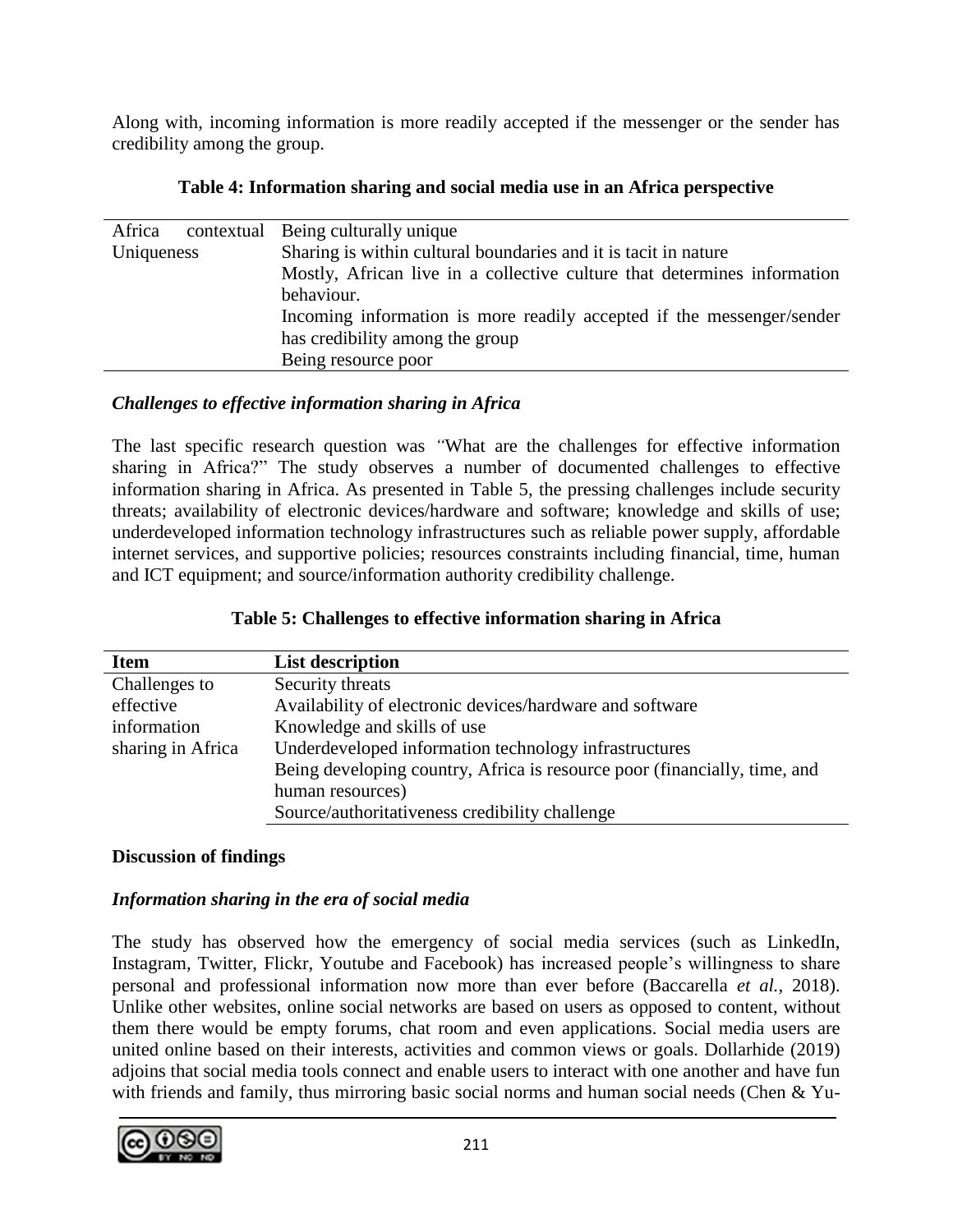Along with, incoming information is more readily accepted if the messenger or the sender has credibility among the group.

**Table 4: Information sharing and social media use in an Africa perspective**

| | |
|---|---|
| Africa contextual Uniqueness | Being culturally unique |
| | Sharing is within cultural boundaries and it is tacit in nature |
| | Mostly, African live in a collective culture that determines information behaviour. |
| | Incoming information is more readily accepted if the messenger/sender has credibility among the group |
| | Being resource poor |

### *Challenges to effective information sharing in Africa*

The last specific research question was *"*What are the challenges for effective information sharing in Africa?" The study observes a number of documented challenges to effective information sharing in Africa. As presented in Table 5, the pressing challenges include security threats; availability of electronic devices/hardware and software; knowledge and skills of use; underdeveloped information technology infrastructures such as reliable power supply, affordable internet services, and supportive policies; resources constraints including financial, time, human and ICT equipment; and source/information authority credibility challenge.

**Table 5: Challenges to effective information sharing in Africa**

| **Item** | **List description** |
|---|---|
| Challenges to effective information sharing in Africa | Security threats |
| | Availability of electronic devices/hardware and software |
| | Knowledge and skills of use |
| | Underdeveloped information technology infrastructures |
| | Being developing country, Africa is resource poor (financially, time, and human resources) |
| | Source/authoritativeness credibility challenge |

## Discussion of findings

### *Information sharing in the era of social media*

The study has observed how the emergency of social media services (such as LinkedIn, Instagram, Twitter, Flickr, Youtube and Facebook) has increased people's willingness to share personal and professional information now more than ever before (Baccarella *et al.*, 2018). Unlike other websites, online social networks are based on users as opposed to content, without them there would be empty forums, chat room and even applications. Social media users are united online based on their interests, activities and common views or goals. Dollarhide (2019) adjoins that social media tools connect and enable users to interact with one another and have fun with friends and family, thus mirroring basic social norms and human social needs (Chen & Yu-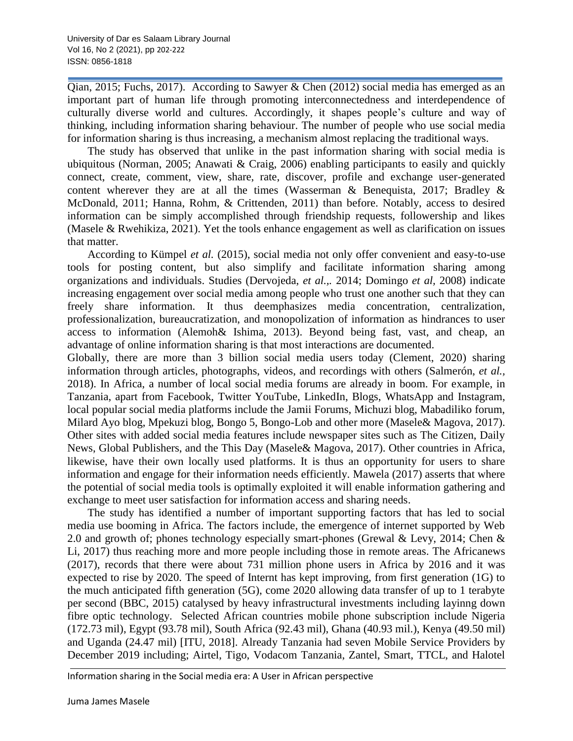Qian, 2015; Fuchs, 2017). According to Sawyer & Chen (2012) social media has emerged as an important part of human life through promoting interconnectedness and interdependence of culturally diverse world and cultures. Accordingly, it shapes people's culture and way of thinking, including information sharing behaviour. The number of people who use social media for information sharing is thus increasing, a mechanism almost replacing the traditional ways.

The study has observed that unlike in the past information sharing with social media is ubiquitous (Norman, 2005; Anawati & Craig, 2006) enabling participants to easily and quickly connect, create, comment, view, share, rate, discover, profile and exchange user-generated content wherever they are at all the times (Wasserman & Benequista, 2017; Bradley & McDonald, 2011; Hanna, Rohm, & Crittenden, 2011) than before. Notably, access to desired information can be simply accomplished through friendship requests, followership and likes (Masele & Rwehikiza, 2021). Yet the tools enhance engagement as well as clarification on issues that matter.

According to Kümpel *et al.* (2015), social media not only offer convenient and easy-to-use tools for posting content, but also simplify and facilitate information sharing among organizations and individuals. Studies (Dervojeda, *et al.*,. 2014; Domingo *et al,* 2008) indicate increasing engagement over social media among people who trust one another such that they can freely share information. It thus deemphasizes media concentration, centralization, professionalization, bureaucratization, and monopolization of information as hindrances to user access to information (Alemoh& Ishima, 2013). Beyond being fast, vast, and cheap, an advantage of online information sharing is that most interactions are documented.

Globally, there are more than 3 billion social media users today (Clement, 2020) sharing information through articles, photographs, videos, and recordings with others (Salmerón, *et al.*, 2018). In Africa, a number of local social media forums are already in boom. For example, in Tanzania, apart from Facebook, Twitter YouTube, LinkedIn, Blogs, WhatsApp and Instagram, local popular social media platforms include the Jamii Forums, Michuzi blog, Mabadiliko forum, Milard Ayo blog, Mpekuzi blog, Bongo 5, Bongo-Lob and other more (Masele& Magova, 2017). Other sites with added social media features include newspaper sites such as The Citizen, Daily News, Global Publishers, and the This Day (Masele& Magova, 2017). Other countries in Africa, likewise, have their own locally used platforms. It is thus an opportunity for users to share information and engage for their information needs efficiently. Mawela (2017) asserts that where the potential of social media tools is optimally exploited it will enable information gathering and exchange to meet user satisfaction for information access and sharing needs.

The study has identified a number of important supporting factors that has led to social media use booming in Africa. The factors include, the emergence of internet supported by Web 2.0 and growth of; phones technology especially smart-phones (Grewal & Levy, 2014; Chen & Li, 2017) thus reaching more and more people including those in remote areas. The Africanews (2017), records that there were about 731 million phone users in Africa by 2016 and it was expected to rise by 2020. The speed of Internt has kept improving, from first generation (1G) to the much anticipated fifth generation (5G), come 2020 allowing data transfer of up to 1 terabyte per second (BBC, 2015) catalysed by heavy infrastructural investments including layinng down fibre optic technology. Selected African countries mobile phone subscription include Nigeria (172.73 mil), Egypt (93.78 mil), South Africa (92.43 mil), Ghana (40.93 mil.), Kenya (49.50 mil) and Uganda (24.47 mil) [ITU, 2018]. Already Tanzania had seven Mobile Service Providers by December 2019 including; Airtel, Tigo, Vodacom Tanzania, Zantel, Smart, TTCL, and Halotel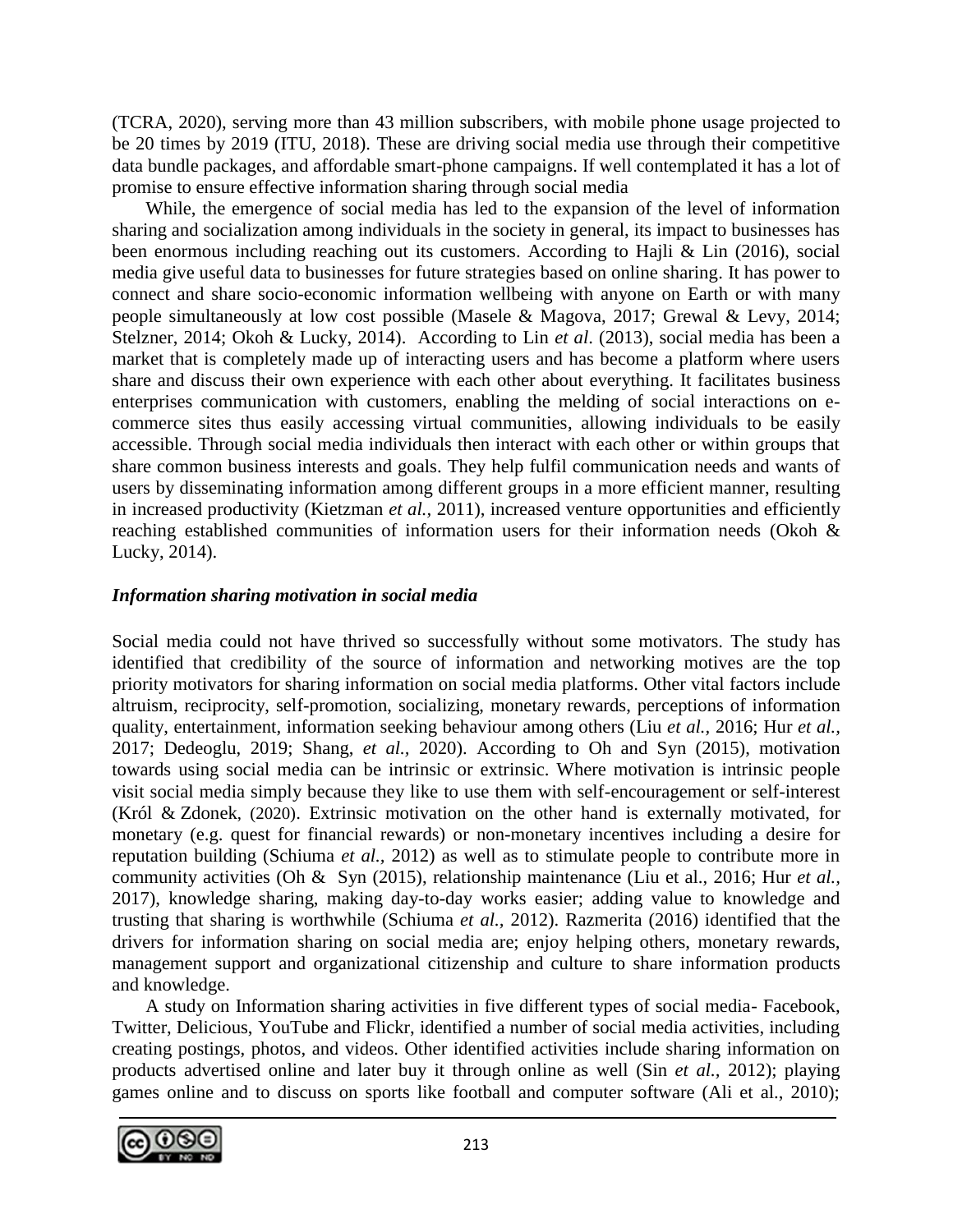(TCRA, 2020), serving more than 43 million subscribers, with mobile phone usage projected to be 20 times by 2019 (ITU, 2018). These are driving social media use through their competitive data bundle packages, and affordable smart-phone campaigns. If well contemplated it has a lot of promise to ensure effective information sharing through social media

While, the emergence of social media has led to the expansion of the level of information sharing and socialization among individuals in the society in general, its impact to businesses has been enormous including reaching out its customers. According to Hajli & Lin (2016), social media give useful data to businesses for future strategies based on online sharing. It has power to connect and share socio-economic information wellbeing with anyone on Earth or with many people simultaneously at low cost possible (Masele & Magova, 2017; Grewal & Levy, 2014; Stelzner, 2014; Okoh & Lucky, 2014). According to Lin *et al*. (2013), social media has been a market that is completely made up of interacting users and has become a platform where users share and discuss their own experience with each other about everything. It facilitates business enterprises communication with customers, enabling the melding of social interactions on e-commerce sites thus easily accessing virtual communities, allowing individuals to be easily accessible. Through social media individuals then interact with each other or within groups that share common business interests and goals. They help fulfil communication needs and wants of users by disseminating information among different groups in a more efficient manner, resulting in increased productivity (Kietzman *et al.*, 2011), increased venture opportunities and efficiently reaching established communities of information users for their information needs (Okoh & Lucky, 2014).

### *Information sharing motivation in social media*

Social media could not have thrived so successfully without some motivators. The study has identified that credibility of the source of information and networking motives are the top priority motivators for sharing information on social media platforms. Other vital factors include altruism, reciprocity, self-promotion, socializing, monetary rewards, perceptions of information quality, entertainment, information seeking behaviour among others (Liu *et al.,* 2016; Hur *et al.,* 2017; Dedeoglu, 2019; Shang, *et al.*, 2020). According to Oh and Syn (2015), motivation towards using social media can be intrinsic or extrinsic. Where motivation is intrinsic people visit social media simply because they like to use them with self-encouragement or self-interest (Król & Zdonek, (2020). Extrinsic motivation on the other hand is externally motivated, for monetary (e.g. quest for financial rewards) or non-monetary incentives including a desire for reputation building (Schiuma *et al.*, 2012) as well as to stimulate people to contribute more in community activities (Oh & Syn (2015), relationship maintenance (Liu et al., 2016; Hur *et al.,* 2017), knowledge sharing, making day-to-day works easier; adding value to knowledge and trusting that sharing is worthwhile (Schiuma *et al.,* 2012). Razmerita (2016) identified that the drivers for information sharing on social media are; enjoy helping others, monetary rewards, management support and organizational citizenship and culture to share information products and knowledge.

A study on Information sharing activities in five different types of social media- Facebook, Twitter, Delicious, YouTube and Flickr, identified a number of social media activities, including creating postings, photos, and videos. Other identified activities include sharing information on products advertised online and later buy it through online as well (Sin *et al.*, 2012); playing games online and to discuss on sports like football and computer software (Ali et al., 2010);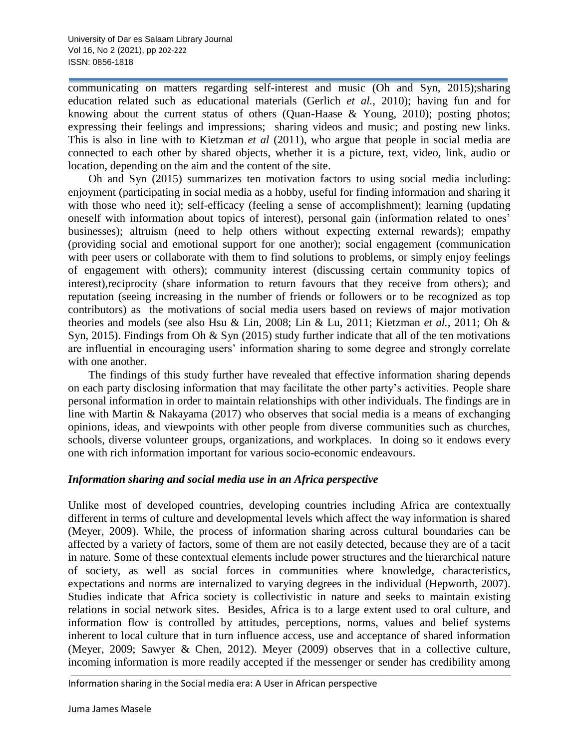communicating on matters regarding self-interest and music (Oh and Syn, 2015);sharing education related such as educational materials (Gerlich *et al.,* 2010); having fun and for knowing about the current status of others (Quan-Haase & Young, 2010); posting photos; expressing their feelings and impressions; sharing videos and music; and posting new links. This is also in line with to Kietzman *et al* (2011), who argue that people in social media are connected to each other by shared objects, whether it is a picture, text, video, link, audio or location, depending on the aim and the content of the site.

Oh and Syn (2015) summarizes ten motivation factors to using social media including: enjoyment (participating in social media as a hobby, useful for finding information and sharing it with those who need it); self-efficacy (feeling a sense of accomplishment); learning (updating oneself with information about topics of interest), personal gain (information related to ones' businesses); altruism (need to help others without expecting external rewards); empathy (providing social and emotional support for one another); social engagement (communication with peer users or collaborate with them to find solutions to problems, or simply enjoy feelings of engagement with others); community interest (discussing certain community topics of interest),reciprocity (share information to return favours that they receive from others); and reputation (seeing increasing in the number of friends or followers or to be recognized as top contributors) as the motivations of social media users based on reviews of major motivation theories and models (see also Hsu & Lin, 2008; Lin & Lu, 2011; Kietzman *et al.,* 2011; Oh & Syn, 2015). Findings from Oh & Syn (2015) study further indicate that all of the ten motivations are influential in encouraging users' information sharing to some degree and strongly correlate with one another.

The findings of this study further have revealed that effective information sharing depends on each party disclosing information that may facilitate the other party's activities. People share personal information in order to maintain relationships with other individuals. The findings are in line with Martin & Nakayama (2017) who observes that social media is a means of exchanging opinions, ideas, and viewpoints with other people from diverse communities such as churches, schools, diverse volunteer groups, organizations, and workplaces. In doing so it endows every one with rich information important for various socio-economic endeavours.

### *Information sharing and social media use in an Africa perspective*

Unlike most of developed countries, developing countries including Africa are contextually different in terms of culture and developmental levels which affect the way information is shared (Meyer, 2009). While, the process of information sharing across cultural boundaries can be affected by a variety of factors, some of them are not easily detected, because they are of a tacit in nature. Some of these contextual elements include power structures and the hierarchical nature of society, as well as social forces in communities where knowledge, characteristics, expectations and norms are internalized to varying degrees in the individual (Hepworth, 2007). Studies indicate that Africa society is collectivistic in nature and seeks to maintain existing relations in social network sites. Besides, Africa is to a large extent used to oral culture, and information flow is controlled by attitudes, perceptions, norms, values and belief systems inherent to local culture that in turn influence access, use and acceptance of shared information (Meyer, 2009; Sawyer & Chen, 2012). Meyer (2009) observes that in a collective culture, incoming information is more readily accepted if the messenger or sender has credibility among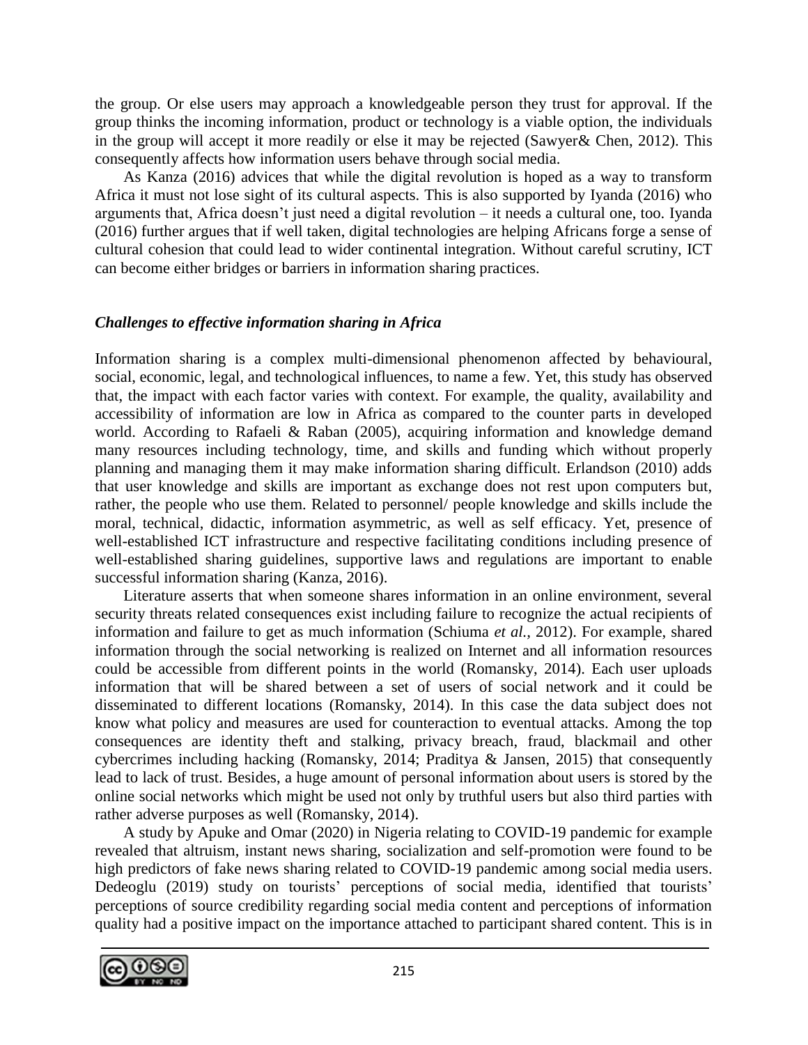the group. Or else users may approach a knowledgeable person they trust for approval. If the group thinks the incoming information, product or technology is a viable option, the individuals in the group will accept it more readily or else it may be rejected (Sawyer& Chen, 2012). This consequently affects how information users behave through social media.

As Kanza (2016) advices that while the digital revolution is hoped as a way to transform Africa it must not lose sight of its cultural aspects. This is also supported by Iyanda (2016) who arguments that, Africa doesn't just need a digital revolution – it needs a cultural one, too. Iyanda (2016) further argues that if well taken, digital technologies are helping Africans forge a sense of cultural cohesion that could lead to wider continental integration. Without careful scrutiny, ICT can become either bridges or barriers in information sharing practices.

### *Challenges to effective information sharing in Africa*

Information sharing is a complex multi-dimensional phenomenon affected by behavioural, social, economic, legal, and technological influences, to name a few. Yet, this study has observed that, the impact with each factor varies with context. For example, the quality, availability and accessibility of information are low in Africa as compared to the counter parts in developed world. According to Rafaeli & Raban (2005), acquiring information and knowledge demand many resources including technology, time, and skills and funding which without properly planning and managing them it may make information sharing difficult. Erlandson (2010) adds that user knowledge and skills are important as exchange does not rest upon computers but, rather, the people who use them. Related to personnel/ people knowledge and skills include the moral, technical, didactic, information asymmetric, as well as self efficacy. Yet, presence of well-established ICT infrastructure and respective facilitating conditions including presence of well-established sharing guidelines, supportive laws and regulations are important to enable successful information sharing (Kanza, 2016).

Literature asserts that when someone shares information in an online environment, several security threats related consequences exist including failure to recognize the actual recipients of information and failure to get as much information (Schiuma *et al.,* 2012). For example, shared information through the social networking is realized on Internet and all information resources could be accessible from different points in the world (Romansky, 2014). Each user uploads information that will be shared between a set of users of social network and it could be disseminated to different locations (Romansky, 2014). In this case the data subject does not know what policy and measures are used for counteraction to eventual attacks. Among the top consequences are identity theft and stalking, privacy breach, fraud, blackmail and other cybercrimes including hacking (Romansky, 2014; Praditya & Jansen, 2015) that consequently lead to lack of trust. Besides, a huge amount of personal information about users is stored by the online social networks which might be used not only by truthful users but also third parties with rather adverse purposes as well (Romansky, 2014).

A study by Apuke and Omar (2020) in Nigeria relating to COVID-19 pandemic for example revealed that altruism, instant news sharing, socialization and self-promotion were found to be high predictors of fake news sharing related to COVID-19 pandemic among social media users. Dedeoglu (2019) study on tourists' perceptions of social media, identified that tourists' perceptions of source credibility regarding social media content and perceptions of information quality had a positive impact on the importance attached to participant shared content. This is in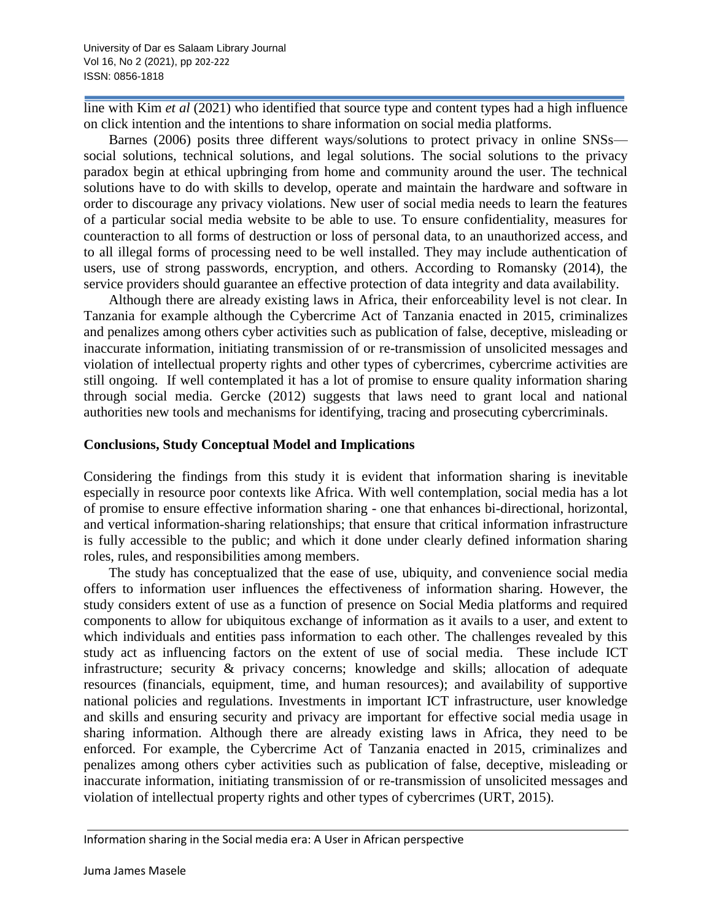line with Kim *et al* (2021) who identified that source type and content types had a high influence on click intention and the intentions to share information on social media platforms.

Barnes (2006) posits three different ways/solutions to protect privacy in online SNSs—social solutions, technical solutions, and legal solutions. The social solutions to the privacy paradox begin at ethical upbringing from home and community around the user. The technical solutions have to do with skills to develop, operate and maintain the hardware and software in order to discourage any privacy violations. New user of social media needs to learn the features of a particular social media website to be able to use. To ensure confidentiality, measures for counteraction to all forms of destruction or loss of personal data, to an unauthorized access, and to all illegal forms of processing need to be well installed. They may include authentication of users, use of strong passwords, encryption, and others. According to Romansky (2014), the service providers should guarantee an effective protection of data integrity and data availability.

Although there are already existing laws in Africa, their enforceability level is not clear. In Tanzania for example although the Cybercrime Act of Tanzania enacted in 2015, criminalizes and penalizes among others cyber activities such as publication of false, deceptive, misleading or inaccurate information, initiating transmission of or re-transmission of unsolicited messages and violation of intellectual property rights and other types of cybercrimes, cybercrime activities are still ongoing. If well contemplated it has a lot of promise to ensure quality information sharing through social media. Gercke (2012) suggests that laws need to grant local and national authorities new tools and mechanisms for identifying, tracing and prosecuting cybercriminals.

## Conclusions, Study Conceptual Model and Implications

Considering the findings from this study it is evident that information sharing is inevitable especially in resource poor contexts like Africa. With well contemplation, social media has a lot of promise to ensure effective information sharing - one that enhances bi-directional, horizontal, and vertical information-sharing relationships; that ensure that critical information infrastructure is fully accessible to the public; and which it done under clearly defined information sharing roles, rules, and responsibilities among members.

The study has conceptualized that the ease of use, ubiquity, and convenience social media offers to information user influences the effectiveness of information sharing. However, the study considers extent of use as a function of presence on Social Media platforms and required components to allow for ubiquitous exchange of information as it avails to a user, and extent to which individuals and entities pass information to each other. The challenges revealed by this study act as influencing factors on the extent of use of social media. These include ICT infrastructure; security & privacy concerns; knowledge and skills; allocation of adequate resources (financials, equipment, time, and human resources); and availability of supportive national policies and regulations. Investments in important ICT infrastructure, user knowledge and skills and ensuring security and privacy are important for effective social media usage in sharing information. Although there are already existing laws in Africa, they need to be enforced. For example, the Cybercrime Act of Tanzania enacted in 2015, criminalizes and penalizes among others cyber activities such as publication of false, deceptive, misleading or inaccurate information, initiating transmission of or re-transmission of unsolicited messages and violation of intellectual property rights and other types of cybercrimes (URT, 2015).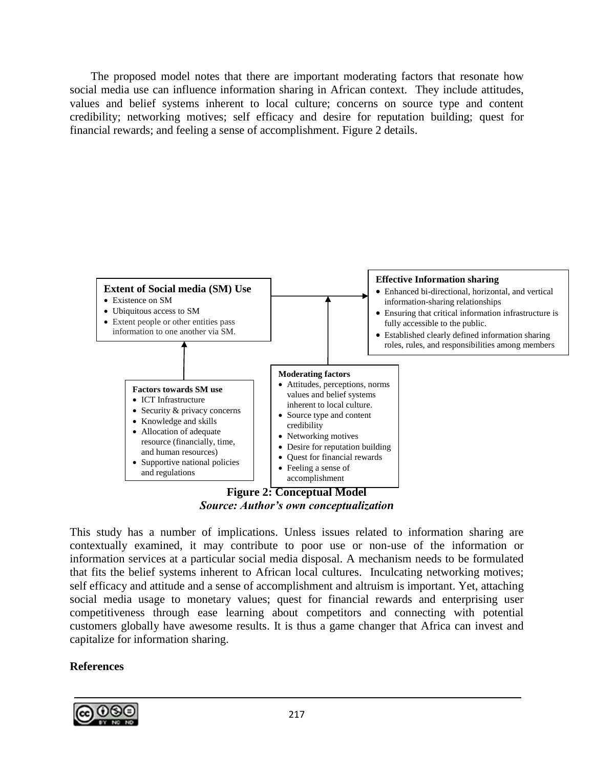The proposed model notes that there are important moderating factors that resonate how social media use can influence information sharing in African context. They include attitudes, values and belief systems inherent to local culture; concerns on source type and content credibility; networking motives; self efficacy and desire for reputation building; quest for financial rewards; and feeling a sense of accomplishment. Figure 2 details.

**Extent of Social media (SM) Use**
- Existence on SM
- Ubiquitous access to SM
- Extent people or other entities pass information to one another via SM.

**Effective Information sharing**
- Enhanced bi-directional, horizontal, and vertical information-sharing relationships
- Ensuring that critical information infrastructure is fully accessible to the public.
- Established clearly defined information sharing roles, rules, and responsibilities among members

**Factors towards SM use**
- ICT Infrastructure
- Security & privacy concerns
- Knowledge and skills
- Allocation of adequate resource (financially, time, and human resources)
- Supportive national policies and regulations

**Moderating factors**
- Attitudes, perceptions, norms values and belief systems inherent to local culture.
- Source type and content credibility
- Networking motives
- Desire for reputation building
- Quest for financial rewards
- Feeling a sense of accomplishment

**Figure 2: Conceptual Model**

***Source: Author's own conceptualization***

This study has a number of implications. Unless issues related to information sharing are contextually examined, it may contribute to poor use or non-use of the information or information services at a particular social media disposal. A mechanism needs to be formulated that fits the belief systems inherent to African local cultures. Inculcating networking motives; self efficacy and attitude and a sense of accomplishment and altruism is important. Yet, attaching social media usage to monetary values; quest for financial rewards and enterprising user competitiveness through ease learning about competitors and connecting with potential customers globally have awesome results. It is thus a game changer that Africa can invest and capitalize for information sharing.

**References**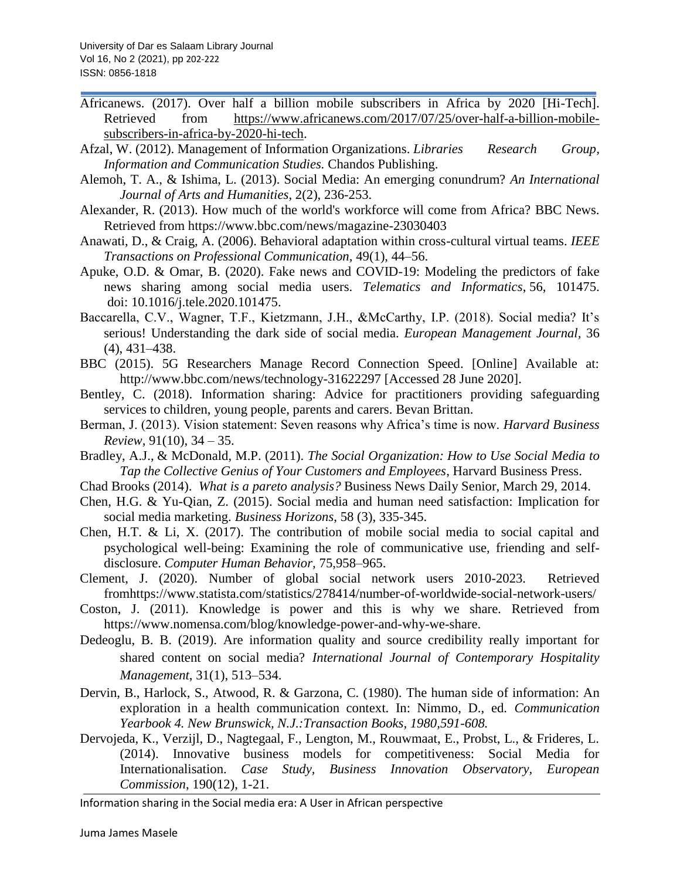Africanews. (2017). Over half a billion mobile subscribers in Africa by 2020 [Hi-Tech]. Retrieved from https://www.africanews.com/2017/07/25/over-half-a-billion-mobile-subscribers-in-africa-by-2020-hi-tech.

Afzal, W. (2012). Management of Information Organizations. *Libraries Research Group, Information and Communication Studies.* Chandos Publishing.

Alemoh, T. A., & Ishima, L. (2013). Social Media: An emerging conundrum? *An International Journal of Arts and Humanities*, 2(2), 236-253.

Alexander, R. (2013). How much of the world's workforce will come from Africa? BBC News. Retrieved from https://www.bbc.com/news/magazine-23030403

Anawati, D., & Craig, A. (2006). Behavioral adaptation within cross-cultural virtual teams. *IEEE Transactions on Professional Communication*, 49(1), 44–56.

Apuke, O.D. & Omar, B. (2020). Fake news and COVID-19: Modeling the predictors of fake news sharing among social media users. *Telematics and Informatics*, 56, 101475. doi: 10.1016/j.tele.2020.101475.

Baccarella, C.V., Wagner, T.F., Kietzmann, J.H., &McCarthy, I.P. (2018). Social media? It's serious! Understanding the dark side of social media. *European Management Journal*, 36 (4), 431–438.

BBC (2015). 5G Researchers Manage Record Connection Speed. [Online] Available at: http://www.bbc.com/news/technology-31622297 [Accessed 28 June 2020].

Bentley, C. (2018). Information sharing: Advice for practitioners providing safeguarding services to children, young people, parents and carers. Bevan Brittan.

Berman, J. (2013). Vision statement: Seven reasons why Africa's time is now. *Harvard Business Review*, 91(10), 34 – 35.

Bradley, A.J., & McDonald, M.P. (2011). *The Social Organization: How to Use Social Media to Tap the Collective Genius of Your Customers and Employees*, Harvard Business Press.

Chad Brooks (2014). *What is a pareto analysis?* Business News Daily Senior, March 29, 2014.

Chen, H.G. & Yu-Qian, Z. (2015). Social media and human need satisfaction: Implication for social media marketing. *Business Horizons*, 58 (3), 335-345.

Chen, H.T. & Li, X. (2017). The contribution of mobile social media to social capital and psychological well-being: Examining the role of communicative use, friending and self-disclosure. *Computer Human Behavior*, 75,958–965.

Clement, J. (2020). Number of global social network users 2010-2023. Retrieved fromhttps://www.statista.com/statistics/278414/number-of-worldwide-social-network-users/

Coston, J. (2011). Knowledge is power and this is why we share. Retrieved from https://www.nomensa.com/blog/knowledge-power-and-why-we-share.

Dedeoglu, B. B. (2019). Are information quality and source credibility really important for shared content on social media? *International Journal of Contemporary Hospitality Management*, 31(1), 513–534.

Dervin, B., Harlock, S., Atwood, R. & Garzona, C. (1980). The human side of information: An exploration in a health communication context. In: Nimmo, D., ed. *Communication Yearbook 4. New Brunswick, N.J.:Transaction Books, 1980,591-608.*

Dervojeda, K., Verzijl, D., Nagtegaal, F., Lengton, M., Rouwmaat, E., Probst, L., & Frideres, L. (2014). Innovative business models for competitiveness: Social Media for Internationalisation. *Case Study, Business Innovation Observatory, European Commission*, 190(12), 1-21.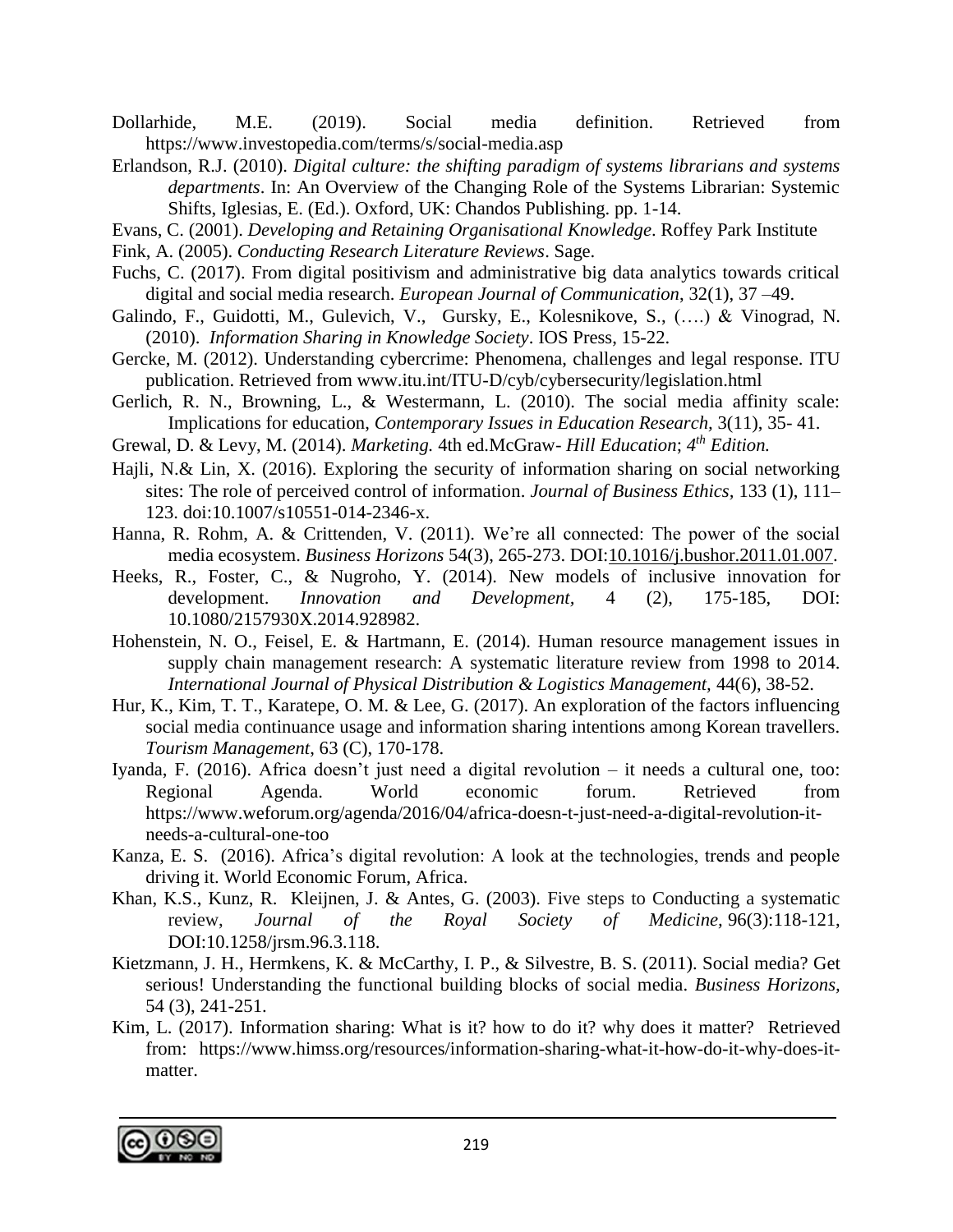Dollarhide, M.E. (2019). Social media definition. Retrieved from https://www.investopedia.com/terms/s/social-media.asp

Erlandson, R.J. (2010). *Digital culture: the shifting paradigm of systems librarians and systems departments*. In: An Overview of the Changing Role of the Systems Librarian: Systemic Shifts, Iglesias, E. (Ed.). Oxford, UK: Chandos Publishing. pp. 1-14.

Evans, C. (2001). *Developing and Retaining Organisational Knowledge*. Roffey Park Institute

Fink, A. (2005). *Conducting Research Literature Reviews*. Sage.

Fuchs, C. (2017). From digital positivism and administrative big data analytics towards critical digital and social media research. *European Journal of Communication*, 32(1), 37 –49.

Galindo, F., Guidotti, M., Gulevich, V., Gursky, E., Kolesnikove, S., (….) & Vinograd, N. (2010). *Information Sharing in Knowledge Society*. IOS Press, 15-22.

Gercke, M. (2012). Understanding cybercrime: Phenomena, challenges and legal response. ITU publication. Retrieved from www.itu.int/ITU-D/cyb/cybersecurity/legislation.html

Gerlich, R. N., Browning, L., & Westermann, L. (2010). The social media affinity scale: Implications for education, *Contemporary Issues in Education Research*, 3(11), 35- 41.

Grewal, D. & Levy, M. (2014). *Marketing.* 4th ed.McGraw- *Hill Education*; *4th Edition.*

Hajli, N.& Lin, X. (2016). Exploring the security of information sharing on social networking sites: The role of perceived control of information. *Journal of Business Ethics,* 133 (1), 111–123. doi:10.1007/s10551-014-2346-x.

Hanna, R. Rohm, A. & Crittenden, V. (2011). We're all connected: The power of the social media ecosystem. *Business Horizons* 54(3), 265-273. DOI:10.1016/j.bushor.2011.01.007.

Heeks, R., Foster, C., & Nugroho, Y. (2014). New models of inclusive innovation for development. *Innovation and Development*, 4 (2), 175-185, DOI: 10.1080/2157930X.2014.928982.

Hohenstein, N. O., Feisel, E. & Hartmann, E. (2014). Human resource management issues in supply chain management research: A systematic literature review from 1998 to 2014. *International Journal of Physical Distribution & Logistics Management,* 44(6), 38-52.

Hur, K., Kim, T. T., Karatepe, O. M. & Lee, G. (2017). An exploration of the factors influencing social media continuance usage and information sharing intentions among Korean travellers. *Tourism Management*, 63 (C), 170-178.

Iyanda, F. (2016). Africa doesn't just need a digital revolution – it needs a cultural one, too: Regional Agenda. World economic forum. Retrieved from https://www.weforum.org/agenda/2016/04/africa-doesn-t-just-need-a-digital-revolution-it-needs-a-cultural-one-too

Kanza, E. S. (2016). Africa's digital revolution: A look at the technologies, trends and people driving it. World Economic Forum, Africa.

Khan, K.S., Kunz, R. Kleijnen, J. & Antes, G. (2003). Five steps to Conducting a systematic review, *Journal of the Royal Society of Medicine,* 96(3):118-121, DOI:10.1258/jrsm.96.3.118.

Kietzmann, J. H., Hermkens, K. & McCarthy, I. P., & Silvestre, B. S. (2011). Social media? Get serious! Understanding the functional building blocks of social media. *Business Horizons*, 54 (3), 241-251.

Kim, L. (2017). Information sharing: What is it? how to do it? why does it matter? Retrieved from: https://www.himss.org/resources/information-sharing-what-it-how-do-it-why-does-it-matter.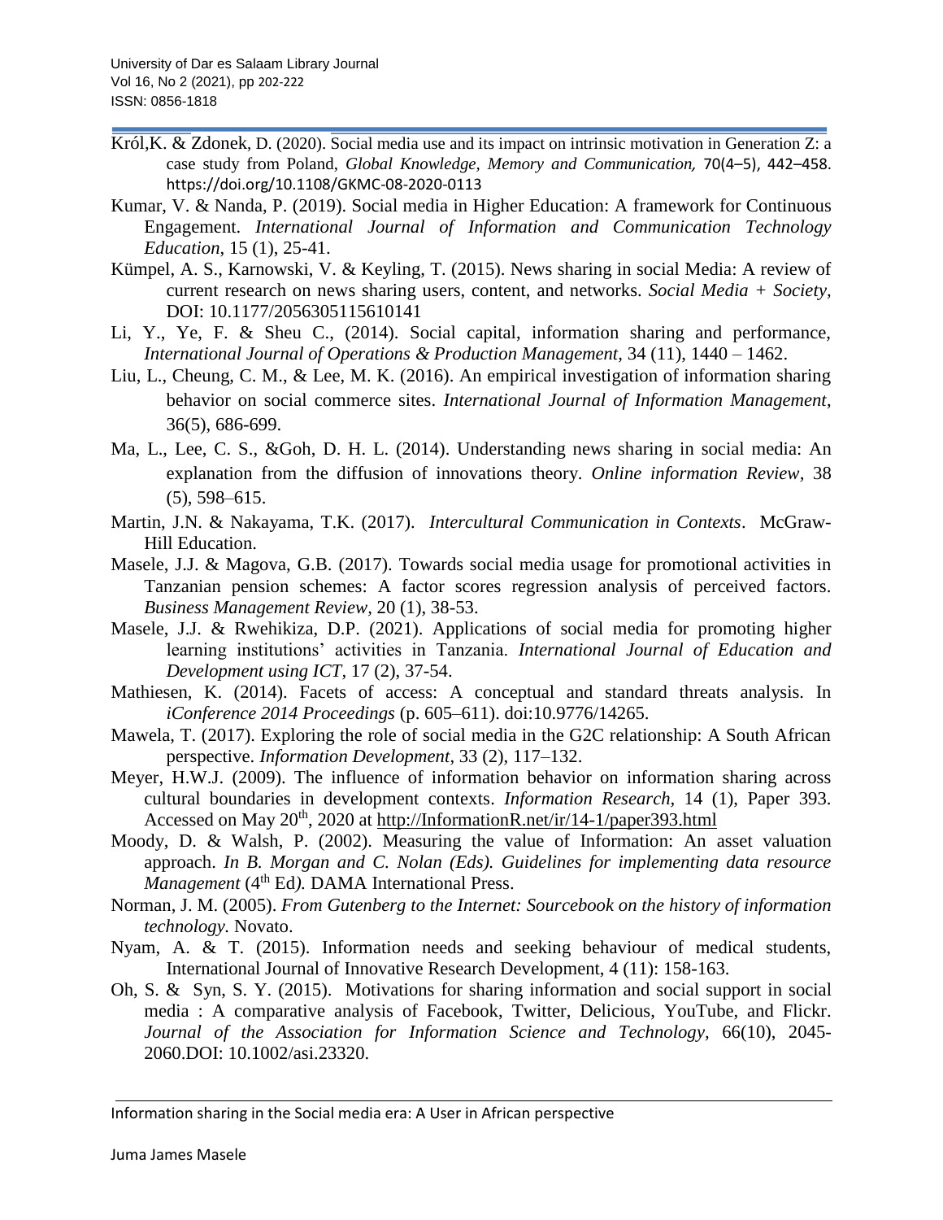Król,K. & Zdonek, D. (2020). Social media use and its impact on intrinsic motivation in Generation Z: a case study from Poland, *Global Knowledge, Memory and Communication,* 70(4–5), 442–458. https://doi.org/10.1108/GKMC-08-2020-0113

Kumar, V. & Nanda, P. (2019). Social media in Higher Education: A framework for Continuous Engagement. *International Journal of Information and Communication Technology Education*, 15 (1), 25-41.

Kümpel, A. S., Karnowski, V. & Keyling, T. (2015). News sharing in social Media: A review of current research on news sharing users, content, and networks. *Social Media + Society*, DOI: 10.1177/2056305115610141

Li, Y., Ye, F. & Sheu C., (2014). Social capital, information sharing and performance, *International Journal of Operations & Production Management,* 34 (11), 1440 – 1462.

Liu, L., Cheung, C. M., & Lee, M. K. (2016). An empirical investigation of information sharing behavior on social commerce sites. *International Journal of Information Management*, 36(5), 686-699.

Ma, L., Lee, C. S., &Goh, D. H. L. (2014). Understanding news sharing in social media: An explanation from the diffusion of innovations theory. *Online information Review*, 38 (5), 598–615.

Martin, J.N. & Nakayama, T.K. (2017). *Intercultural Communication in Contexts*. McGraw-Hill Education.

Masele, J.J. & Magova, G.B. (2017). Towards social media usage for promotional activities in Tanzanian pension schemes: A factor scores regression analysis of perceived factors. *Business Management Review*, 20 (1), 38-53.

Masele, J.J. & Rwehikiza, D.P. (2021). Applications of social media for promoting higher learning institutions' activities in Tanzania. *International Journal of Education and Development using ICT*, 17 (2), 37-54.

Mathiesen, K. (2014). Facets of access: A conceptual and standard threats analysis. In *iConference 2014 Proceedings* (p. 605–611). doi:10.9776/14265.

Mawela, T. (2017). Exploring the role of social media in the G2C relationship: A South African perspective. *Information Development*, 33 (2), 117–132.

Meyer, H.W.J. (2009). The influence of information behavior on information sharing across cultural boundaries in development contexts. *Information Research*, 14 (1), Paper 393. Accessed on May 20th, 2020 at http://InformationR.net/ir/14-1/paper393.html

Moody, D. & Walsh, P. (2002). Measuring the value of Information: An asset valuation approach. *In B. Morgan and C. Nolan (Eds). Guidelines for implementing data resource Management* (4th Ed*).* DAMA International Press.

Norman, J. M. (2005). *From Gutenberg to the Internet: Sourcebook on the history of information technology.* Novato.

Nyam, A. & T. (2015). Information needs and seeking behaviour of medical students, International Journal of Innovative Research Development, 4 (11): 158-163.

Oh, S. & Syn, S. Y. (2015). Motivations for sharing information and social support in social media : A comparative analysis of Facebook, Twitter, Delicious, YouTube, and Flickr. *Journal of the Association for Information Science and Technology*, 66(10), 2045-2060.DOI: 10.1002/asi.23320.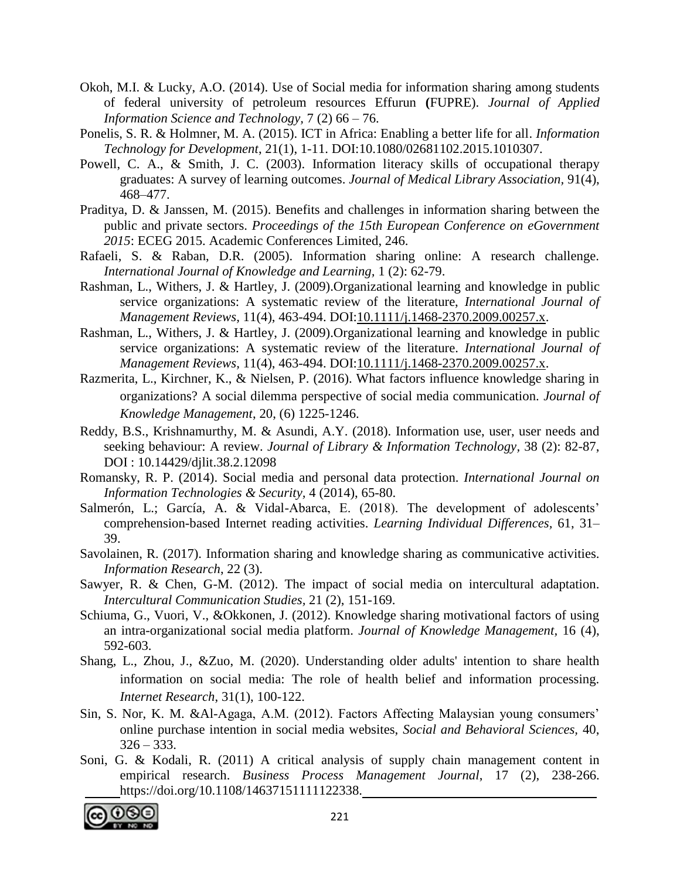Okoh, M.I. & Lucky, A.O. (2014). Use of Social media for information sharing among students of federal university of petroleum resources Effurun **(**FUPRE). *Journal of Applied Information Science and Technology,* 7 (2) 66 – 76.

Ponelis, S. R. & Holmner, M. A. (2015). ICT in Africa: Enabling a better life for all. *Information Technology for Development*, 21(1), 1-11. DOI:10.1080/02681102.2015.1010307.

Powell, C. A., & Smith, J. C. (2003). Information literacy skills of occupational therapy graduates: A survey of learning outcomes. *Journal of Medical Library Association,* 91(4), 468–477.

Praditya, D. & Janssen, M. (2015). Benefits and challenges in information sharing between the public and private sectors. *Proceedings of the 15th European Conference on eGovernment 2015*: ECEG 2015. Academic Conferences Limited, 246.

Rafaeli, S. & Raban, D.R. (2005). Information sharing online: A research challenge. *International Journal of Knowledge and Learning,* 1 (2): 62-79.

Rashman, L., Withers, J. & Hartley, J. (2009).Organizational learning and knowledge in public service organizations: A systematic review of the literature, *International Journal of Management Reviews,* 11(4), 463-494. DOI:10.1111/j.1468-2370.2009.00257.x.

Rashman, L., Withers, J. & Hartley, J. (2009).Organizational learning and knowledge in public service organizations: A systematic review of the literature. *International Journal of Management Reviews,* 11(4), 463-494. DOI:10.1111/j.1468-2370.2009.00257.x.

Razmerita, L., Kirchner, K., & Nielsen, P. (2016). What factors influence knowledge sharing in organizations? A social dilemma perspective of social media communication. *Journal of Knowledge Management*, 20, (6) 1225-1246.

Reddy, B.S., Krishnamurthy, M. & Asundi, A.Y. (2018). Information use, user, user needs and seeking behaviour: A review. *Journal of Library & Information Technology,* 38 (2): 82-87, DOI : 10.14429/djlit.38.2.12098

Romansky, R. P. (2014). Social media and personal data protection. *International Journal on Information Technologies & Security,* 4 (2014), 65-80.

Salmerón, L.; García, A. & Vidal-Abarca, E. (2018). The development of adolescents' comprehension-based Internet reading activities. *Learning Individual Differences,* 61, 31–39.

Savolainen, R. (2017). Information sharing and knowledge sharing as communicative activities. *Information Research*, 22 (3).

Sawyer, R. & Chen, G-M. (2012). The impact of social media on intercultural adaptation. *Intercultural Communication Studies,* 21 (2), 151-169.

Schiuma, G., Vuori, V., &Okkonen, J. (2012). Knowledge sharing motivational factors of using an intra-organizational social media platform. *Journal of Knowledge Management,* 16 (4), 592-603.

Shang, L., Zhou, J., &Zuo, M. (2020). Understanding older adults' intention to share health information on social media: The role of health belief and information processing. *Internet Research*, 31(1), 100-122.

Sin, S. Nor, K. M. &Al-Agaga, A.M. (2012). Factors Affecting Malaysian young consumers' online purchase intention in social media websites, *Social and Behavioral Sciences,* 40, 326 – 333.

Soni, G. & Kodali, R. (2011) A critical analysis of supply chain management content in empirical research. *Business Process Management Journal,* 17 (2), 238-266. https://doi.org/10.1108/14637151111122338.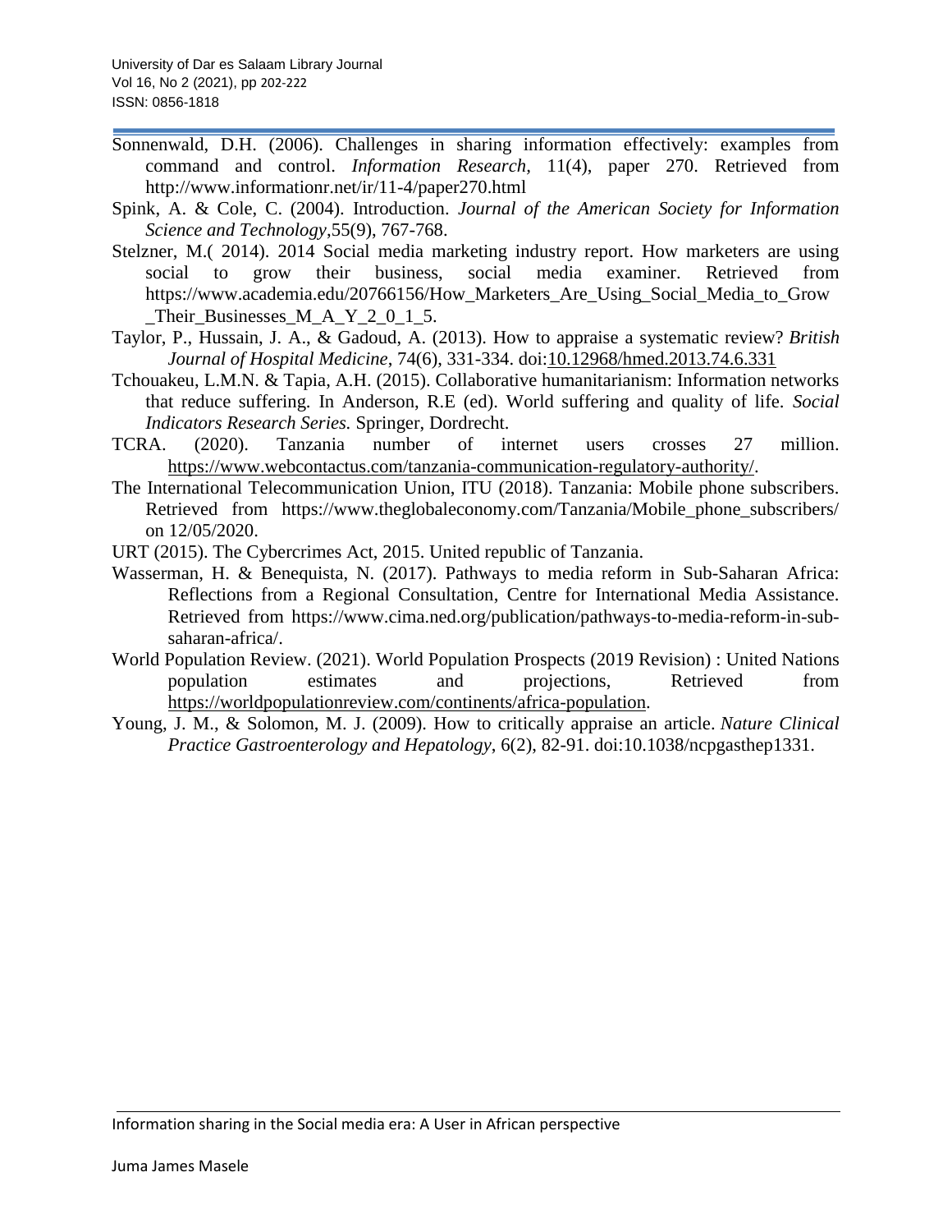Sonnenwald, D.H. (2006). Challenges in sharing information effectively: examples from command and control. *Information Research*, 11(4), paper 270. Retrieved from http://www.informationr.net/ir/11-4/paper270.html

Spink, A. & Cole, C. (2004). Introduction. *Journal of the American Society for Information Science and Technology*,55(9), 767-768.

Stelzner, M.( 2014). 2014 Social media marketing industry report. How marketers are using social to grow their business, social media examiner. Retrieved from https://www.academia.edu/20766156/How_Marketers_Are_Using_Social_Media_to_Grow_Their_Businesses_M_A_Y_2_0_1_5.

Taylor, P., Hussain, J. A., & Gadoud, A. (2013). How to appraise a systematic review? *British Journal of Hospital Medicine*, 74(6), 331-334. doi:10.12968/hmed.2013.74.6.331

Tchouakeu, L.M.N. & Tapia, A.H. (2015). Collaborative humanitarianism: Information networks that reduce suffering. In Anderson, R.E (ed). World suffering and quality of life. *Social Indicators Research Series.* Springer, Dordrecht.

TCRA. (2020). Tanzania number of internet users crosses 27 million. https://www.webcontactus.com/tanzania-communication-regulatory-authority/.

The International Telecommunication Union, ITU (2018). Tanzania: Mobile phone subscribers. Retrieved from https://www.theglobaleconomy.com/Tanzania/Mobile_phone_subscribers/ on 12/05/2020.

URT (2015). The Cybercrimes Act, 2015. United republic of Tanzania.

Wasserman, H. & Benequista, N. (2017). Pathways to media reform in Sub-Saharan Africa: Reflections from a Regional Consultation, Centre for International Media Assistance. Retrieved from https://www.cima.ned.org/publication/pathways-to-media-reform-in-sub-saharan-africa/.

World Population Review. (2021). World Population Prospects (2019 Revision) : United Nations population estimates and projections, Retrieved from https://worldpopulationreview.com/continents/africa-population.

Young, J. M., & Solomon, M. J. (2009). How to critically appraise an article. *Nature Clinical Practice Gastroenterology and Hepatology*, 6(2), 82-91. doi:10.1038/ncpgasthep1331.